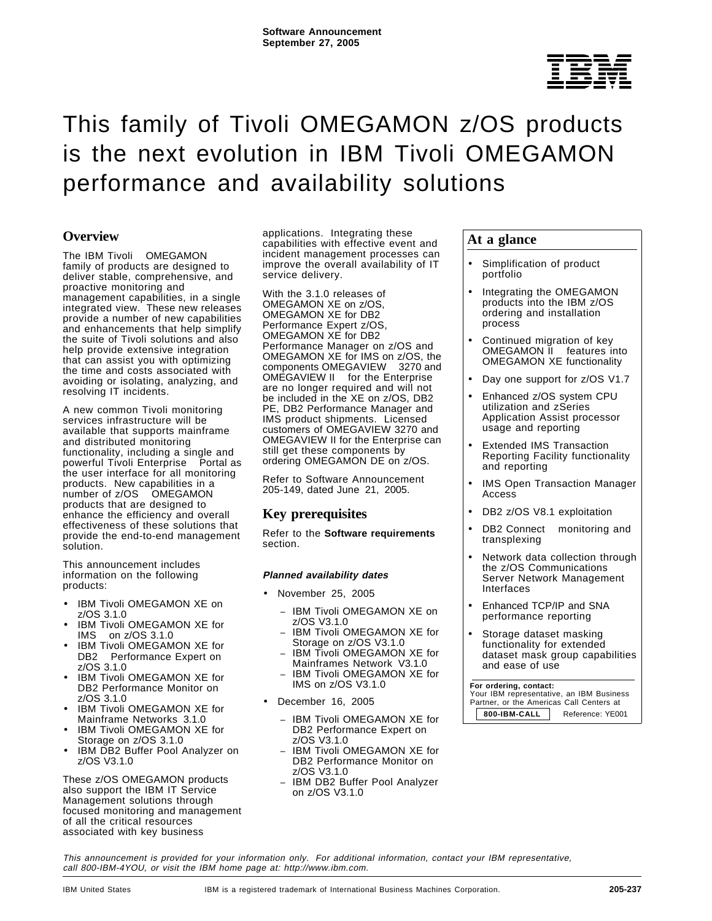**Software Announcement**
**September 27, 2005**

# This family of Tivoli OMEGAMON z/OS products is the next evolution in IBM Tivoli OMEGAMON performance and availability solutions

## Overview

The IBM Tivoli OMEGAMON family of products are designed to deliver stable, comprehensive, and proactive monitoring and management capabilities, in a single integrated view. These new releases provide a number of new capabilities and enhancements that help simplify the suite of Tivoli solutions and also help provide extensive integration that can assist you with optimizing the time and costs associated with avoiding or isolating, analyzing, and resolving IT incidents.

A new common Tivoli monitoring services infrastructure will be available that supports mainframe and distributed monitoring functionality, including a single and powerful Tivoli Enterprise Portal as the user interface for all monitoring products. New capabilities in a number of z/OS OMEGAMON products that are designed to enhance the efficiency and overall effectiveness of these solutions that provide the end-to-end management solution.

This announcement includes information on the following products:

- IBM Tivoli OMEGAMON XE on z/OS 3.1.0
- IBM Tivoli OMEGAMON XE for IMS on z/OS 3.1.0
- IBM Tivoli OMEGAMON XE for DB2 Performance Expert on z/OS 3.1.0
- IBM Tivoli OMEGAMON XE for DB2 Performance Monitor on z/OS 3.1.0
- IBM Tivoli OMEGAMON XE for Mainframe Networks 3.1.0
- IBM Tivoli OMEGAMON XE for Storage on z/OS 3.1.0
- IBM DB2 Buffer Pool Analyzer on z/OS V3.1.0

These z/OS OMEGAMON products also support the IBM IT Service Management solutions through focused monitoring and management of all the critical resources associated with key business applications. Integrating these capabilities with effective event and incident management processes can improve the overall availability of IT service delivery.

With the 3.1.0 releases of OMEGAMON XE on z/OS, OMEGAMON XE for DB2 Performance Expert z/OS, OMEGAMON XE for DB2 Performance Manager on z/OS and OMEGAMON XE for IMS on z/OS, the components OMEGAVIEW 3270 and OMEGAVIEW II for the Enterprise are no longer required and will not be included in the XE on z/OS, DB2 PE, DB2 Performance Manager and IMS product shipments. Licensed customers of OMEGAVIEW 3270 and OMEGAVIEW II for the Enterprise can still get these components by ordering OMEGAMON DE on z/OS.

Refer to Software Announcement 205-149, dated June 21, 2005.

## Key prerequisites

Refer to the **Software requirements** section.

### *Planned availability dates*

- November 25, 2005
  - IBM Tivoli OMEGAMON XE on z/OS V3.1.0
  - IBM Tivoli OMEGAMON XE for Storage on z/OS V3.1.0
  - IBM Tivoli OMEGAMON XE for Mainframes Network V3.1.0
  - IBM Tivoli OMEGAMON XE for IMS on z/OS V3.1.0
- December 16, 2005
  - IBM Tivoli OMEGAMON XE for DB2 Performance Expert on z/OS V3.1.0
  - IBM Tivoli OMEGAMON XE for DB2 Performance Monitor on z/OS V3.1.0
  - IBM DB2 Buffer Pool Analyzer on z/OS V3.1.0

## At a glance

- Simplification of product portfolio
- Integrating the OMEGAMON products into the IBM z/OS ordering and installation process
- Continued migration of key OMEGAMON II features into OMEGAMON XE functionality
- Day one support for z/OS V1.7
- Enhanced z/OS system CPU utilization and zSeries Application Assist processor usage and reporting
- Extended IMS Transaction Reporting Facility functionality and reporting
- IMS Open Transaction Manager Access
- DB2 z/OS V8.1 exploitation
- DB2 Connect monitoring and transplexing
- Network data collection through the z/OS Communications Server Network Management Interfaces
- Enhanced TCP/IP and SNA performance reporting
- Storage dataset masking functionality for extended dataset mask group capabilities and ease of use

**For ordering, contact:**
Your IBM representative, an IBM Business Partner, or the Americas Call Centers at **800-IBM-CALL** Reference: YE001

*This announcement is provided for your information only. For additional information, contact your IBM representative, call 800-IBM-4YOU, or visit the IBM home page at: http://www.ibm.com.*

IBM is a registered trademark of International Business Machines Corporation.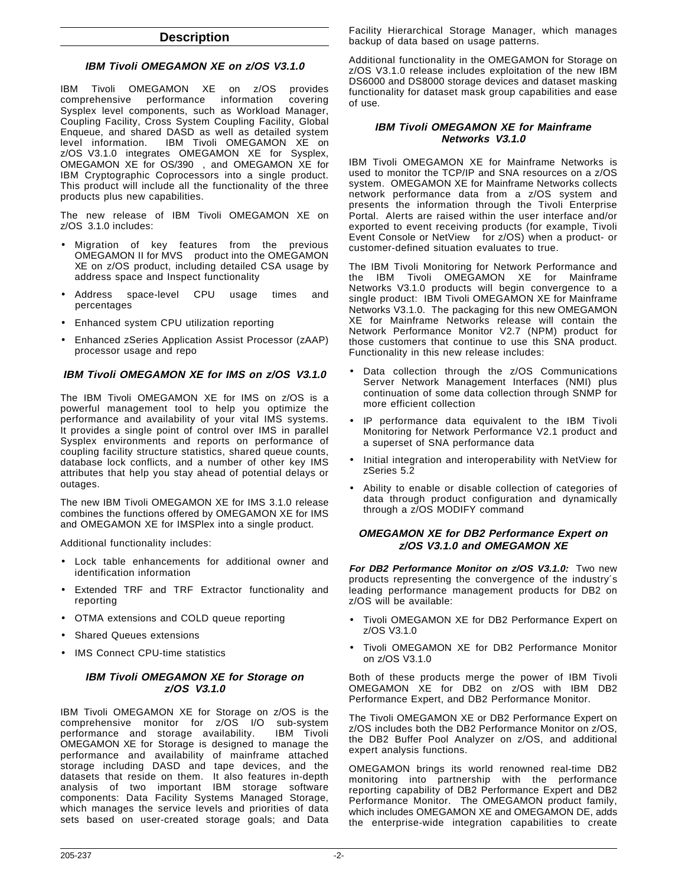## Description

### IBM Tivoli OMEGAMON XE on z/OS V3.1.0

IBM Tivoli OMEGAMON XE on z/OS provides comprehensive performance information covering Sysplex level components, such as Workload Manager, Coupling Facility, Cross System Coupling Facility, Global Enqueue, and shared DASD as well as detailed system level information. IBM Tivoli OMEGAMON XE on z/OS V3.1.0 integrates OMEGAMON XE for Sysplex, OMEGAMON XE for OS/390 , and OMEGAMON XE for IBM Cryptographic Coprocessors into a single product. This product will include all the functionality of the three products plus new capabilities.

The new release of IBM Tivoli OMEGAMON XE on z/OS 3.1.0 includes:

- Migration of key features from the previous OMEGAMON II for MVS product into the OMEGAMON XE on z/OS product, including detailed CSA usage by address space and Inspect functionality
- Address space-level CPU usage times and percentages
- Enhanced system CPU utilization reporting
- Enhanced zSeries Application Assist Processor (zAAP) processor usage and repo

### IBM Tivoli OMEGAMON XE for IMS on z/OS V3.1.0

The IBM Tivoli OMEGAMON XE for IMS on z/OS is a powerful management tool to help you optimize the performance and availability of your vital IMS systems. It provides a single point of control over IMS in parallel Sysplex environments and reports on performance of coupling facility structure statistics, shared queue counts, database lock conflicts, and a number of other key IMS attributes that help you stay ahead of potential delays or outages.

The new IBM Tivoli OMEGAMON XE for IMS 3.1.0 release combines the functions offered by OMEGAMON XE for IMS and OMEGAMON XE for IMSPlex into a single product.

Additional functionality includes:

- Lock table enhancements for additional owner and identification information
- Extended TRF and TRF Extractor functionality and reporting
- OTMA extensions and COLD queue reporting
- Shared Queues extensions
- IMS Connect CPU-time statistics

### IBM Tivoli OMEGAMON XE for Storage on z/OS V3.1.0

IBM Tivoli OMEGAMON XE for Storage on z/OS is the comprehensive monitor for z/OS I/O sub-system performance and storage availability. IBM Tivoli OMEGAMON XE for Storage is designed to manage the performance and availability of mainframe attached storage including DASD and tape devices, and the datasets that reside on them. It also features in-depth analysis of two important IBM storage software components: Data Facility Systems Managed Storage, which manages the service levels and priorities of data sets based on user-created storage goals; and Data Facility Hierarchical Storage Manager, which manages backup of data based on usage patterns.

Additional functionality in the OMEGAMON for Storage on z/OS V3.1.0 release includes exploitation of the new IBM DS6000 and DS8000 storage devices and dataset masking functionality for dataset mask group capabilities and ease of use.

### IBM Tivoli OMEGAMON XE for Mainframe Networks V3.1.0

IBM Tivoli OMEGAMON XE for Mainframe Networks is used to monitor the TCP/IP and SNA resources on a z/OS system. OMEGAMON XE for Mainframe Networks collects network performance data from a z/OS system and presents the information through the Tivoli Enterprise Portal. Alerts are raised within the user interface and/or exported to event receiving products (for example, Tivoli Event Console or NetView for z/OS) when a product- or customer-defined situation evaluates to true.

The IBM Tivoli Monitoring for Network Performance and the IBM Tivoli OMEGAMON XE for Mainframe Networks V3.1.0 products will begin convergence to a single product: IBM Tivoli OMEGAMON XE for Mainframe Networks V3.1.0. The packaging for this new OMEGAMON XE for Mainframe Networks release will contain the Network Performance Monitor V2.7 (NPM) product for those customers that continue to use this SNA product. Functionality in this new release includes:

- Data collection through the z/OS Communications Server Network Management Interfaces (NMI) plus continuation of some data collection through SNMP for more efficient collection
- IP performance data equivalent to the IBM Tivoli Monitoring for Network Performance V2.1 product and a superset of SNA performance data
- Initial integration and interoperability with NetView for zSeries 5.2
- Ability to enable or disable collection of categories of data through product configuration and dynamically through a z/OS MODIFY command

### OMEGAMON XE for DB2 Performance Expert on z/OS V3.1.0 and OMEGAMON XE

***For DB2 Performance Monitor on z/OS V3.1.0:*** Two new products representing the convergence of the industry´s leading performance management products for DB2 on z/OS will be available:

- Tivoli OMEGAMON XE for DB2 Performance Expert on z/OS V3.1.0
- Tivoli OMEGAMON XE for DB2 Performance Monitor on z/OS V3.1.0

Both of these products merge the power of IBM Tivoli OMEGAMON XE for DB2 on z/OS with IBM DB2 Performance Expert, and DB2 Performance Monitor.

The Tivoli OMEGAMON XE or DB2 Performance Expert on z/OS includes both the DB2 Performance Monitor on z/OS, the DB2 Buffer Pool Analyzer on z/OS, and additional expert analysis functions.

OMEGAMON brings its world renowned real-time DB2 monitoring into partnership with the performance reporting capability of DB2 Performance Expert and DB2 Performance Monitor. The OMEGAMON product family, which includes OMEGAMON XE and OMEGAMON DE, adds the enterprise-wide integration capabilities to create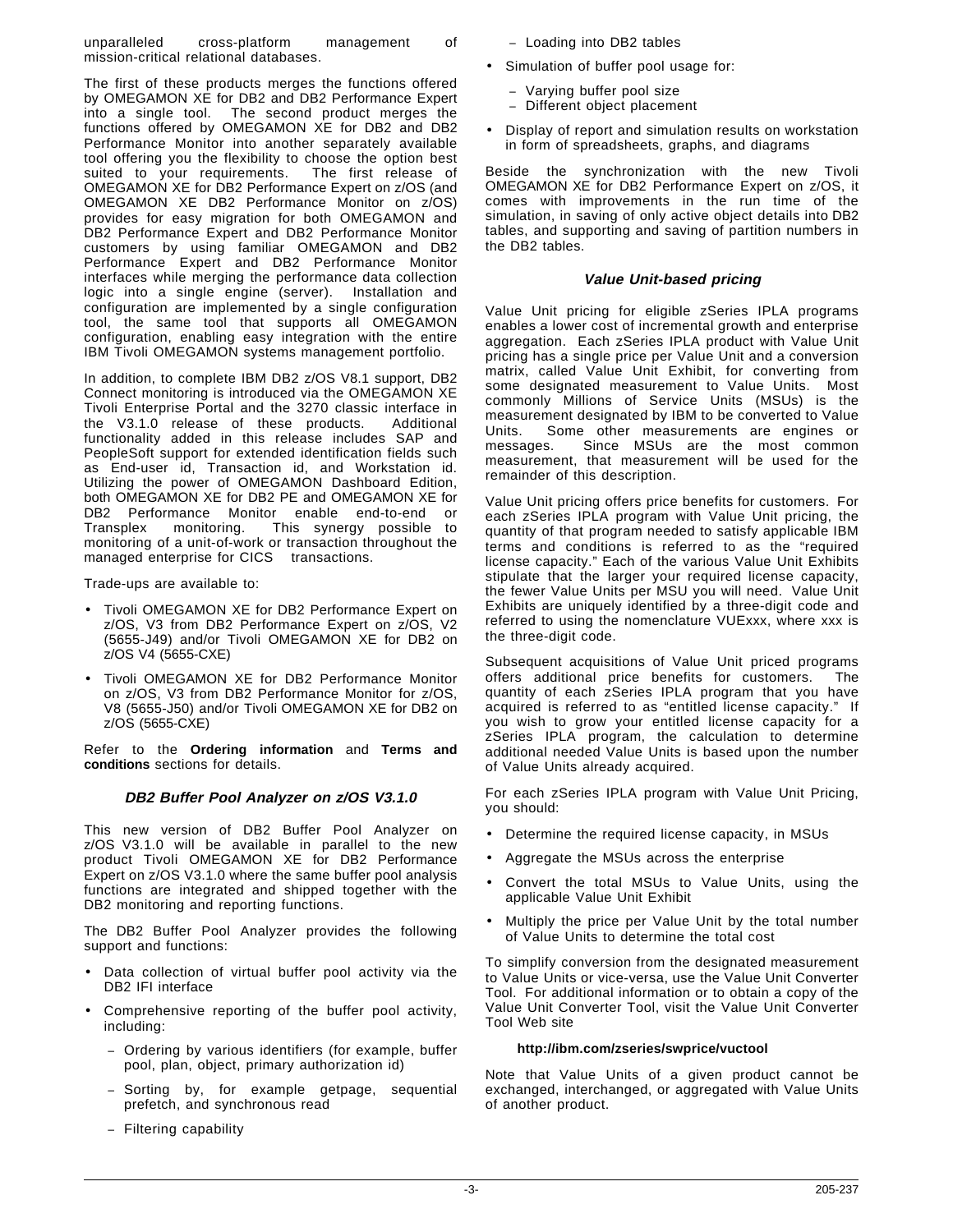unparalleled cross-platform management of mission-critical relational databases.

The first of these products merges the functions offered by OMEGAMON XE for DB2 and DB2 Performance Expert into a single tool. The second product merges the functions offered by OMEGAMON XE for DB2 and DB2 Performance Monitor into another separately available tool offering you the flexibility to choose the option best suited to your requirements. The first release of OMEGAMON XE for DB2 Performance Expert on z/OS (and OMEGAMON XE DB2 Performance Monitor on z/OS) provides for easy migration for both OMEGAMON and DB2 Performance Expert and DB2 Performance Monitor customers by using familiar OMEGAMON and DB2 Performance Expert and DB2 Performance Monitor interfaces while merging the performance data collection logic into a single engine (server). Installation and configuration are implemented by a single configuration tool, the same tool that supports all OMEGAMON configuration, enabling easy integration with the entire IBM Tivoli OMEGAMON systems management portfolio.

In addition, to complete IBM DB2 z/OS V8.1 support, DB2 Connect monitoring is introduced via the OMEGAMON XE Tivoli Enterprise Portal and the 3270 classic interface in the V3.1.0 release of these products. Additional functionality added in this release includes SAP and PeopleSoft support for extended identification fields such as End-user id, Transaction id, and Workstation id. Utilizing the power of OMEGAMON Dashboard Edition, both OMEGAMON XE for DB2 PE and OMEGAMON XE for DB2 Performance Monitor enable end-to-end or Transplex monitoring. This synergy possible to monitoring of a unit-of-work or transaction throughout the managed enterprise for CICS transactions.

Trade-ups are available to:

- Tivoli OMEGAMON XE for DB2 Performance Expert on z/OS, V3 from DB2 Performance Expert on z/OS, V2 (5655-J49) and/or Tivoli OMEGAMON XE for DB2 on z/OS V4 (5655-CXE)
- Tivoli OMEGAMON XE for DB2 Performance Monitor on z/OS, V3 from DB2 Performance Monitor for z/OS, V8 (5655-J50) and/or Tivoli OMEGAMON XE for DB2 on z/OS (5655-CXE)

Refer to the **Ordering information** and **Terms and conditions** sections for details.

### *DB2 Buffer Pool Analyzer on z/OS V3.1.0*

This new version of DB2 Buffer Pool Analyzer on z/OS V3.1.0 will be available in parallel to the new product Tivoli OMEGAMON XE for DB2 Performance Expert on z/OS V3.1.0 where the same buffer pool analysis functions are integrated and shipped together with the DB2 monitoring and reporting functions.

The DB2 Buffer Pool Analyzer provides the following support and functions:

- Data collection of virtual buffer pool activity via the DB2 IFI interface
- Comprehensive reporting of the buffer pool activity, including:
  - Ordering by various identifiers (for example, buffer pool, plan, object, primary authorization id)
  - Sorting by, for example getpage, sequential prefetch, and synchronous read
  - Filtering capability
  - Loading into DB2 tables
- Simulation of buffer pool usage for:
  - Varying buffer pool size
  - Different object placement
- Display of report and simulation results on workstation in form of spreadsheets, graphs, and diagrams

Beside the synchronization with the new Tivoli OMEGAMON XE for DB2 Performance Expert on z/OS, it comes with improvements in the run time of the simulation, in saving of only active object details into DB2 tables, and supporting and saving of partition numbers in the DB2 tables.

### *Value Unit-based pricing*

Value Unit pricing for eligible zSeries IPLA programs enables a lower cost of incremental growth and enterprise aggregation. Each zSeries IPLA product with Value Unit pricing has a single price per Value Unit and a conversion matrix, called Value Unit Exhibit, for converting from some designated measurement to Value Units. Most commonly Millions of Service Units (MSUs) is the measurement designated by IBM to be converted to Value Units. Some other measurements are engines or messages. Since MSUs are the most common measurement, that measurement will be used for the remainder of this description.

Value Unit pricing offers price benefits for customers. For each zSeries IPLA program with Value Unit pricing, the quantity of that program needed to satisfy applicable IBM terms and conditions is referred to as the "required license capacity." Each of the various Value Unit Exhibits stipulate that the larger your required license capacity, the fewer Value Units per MSU you will need. Value Unit Exhibits are uniquely identified by a three-digit code and referred to using the nomenclature VUExxx, where xxx is the three-digit code.

Subsequent acquisitions of Value Unit priced programs offers additional price benefits for customers. The quantity of each zSeries IPLA program that you have acquired is referred to as "entitled license capacity." If you wish to grow your entitled license capacity for a zSeries IPLA program, the calculation to determine additional needed Value Units is based upon the number of Value Units already acquired.

For each zSeries IPLA program with Value Unit Pricing, you should:

- Determine the required license capacity, in MSUs
- Aggregate the MSUs across the enterprise
- Convert the total MSUs to Value Units, using the applicable Value Unit Exhibit
- Multiply the price per Value Unit by the total number of Value Units to determine the total cost

To simplify conversion from the designated measurement to Value Units or vice-versa, use the Value Unit Converter Tool. For additional information or to obtain a copy of the Value Unit Converter Tool, visit the Value Unit Converter Tool Web site

**http://ibm.com/zseries/swprice/vuctool**

Note that Value Units of a given product cannot be exchanged, interchanged, or aggregated with Value Units of another product.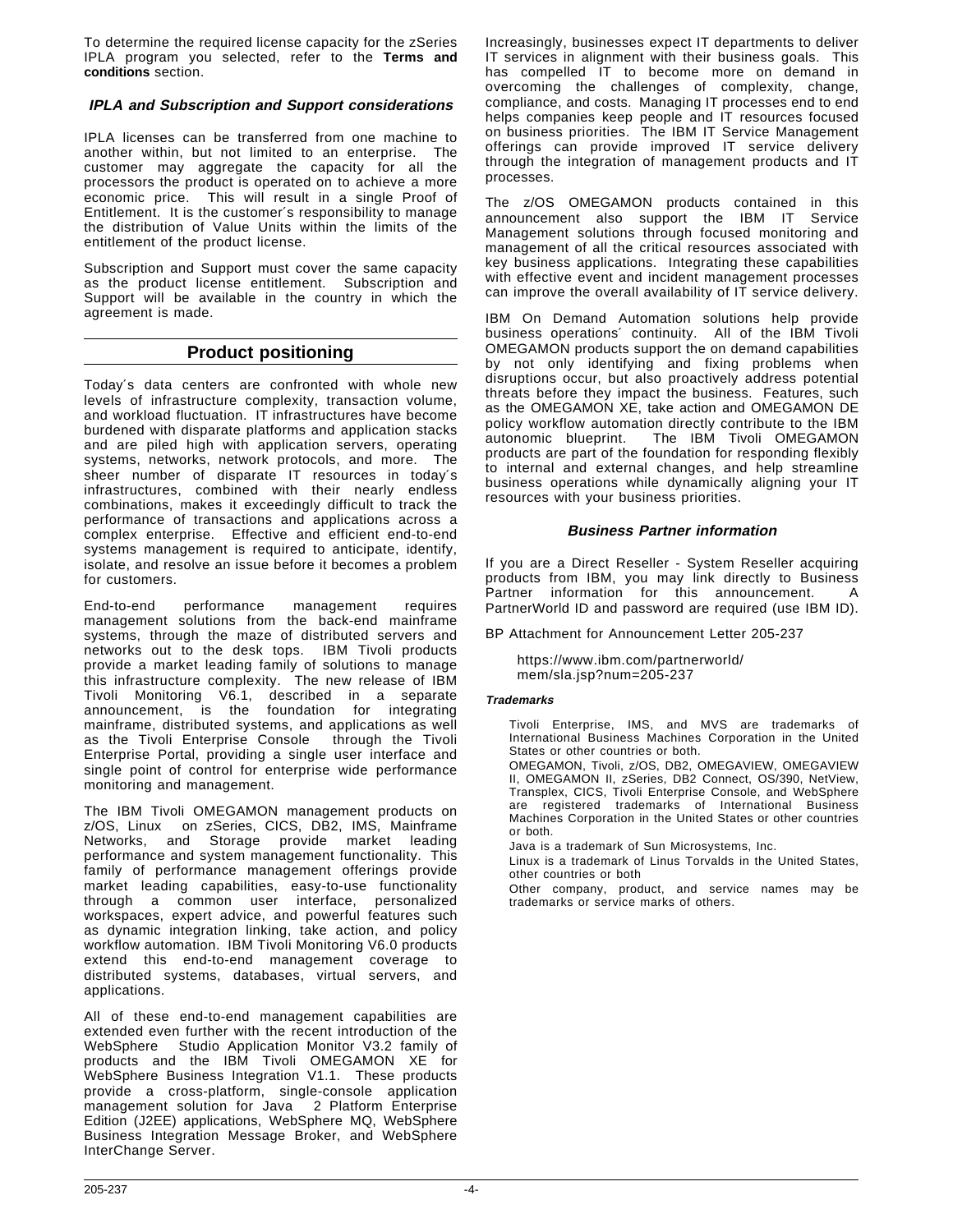To determine the required license capacity for the zSeries IPLA program you selected, refer to the **Terms and conditions** section.

### *IPLA and Subscription and Support considerations*

IPLA licenses can be transferred from one machine to another within, but not limited to an enterprise. The customer may aggregate the capacity for all the processors the product is operated on to achieve a more economic price. This will result in a single Proof of Entitlement. It is the customer´s responsibility to manage the distribution of Value Units within the limits of the entitlement of the product license.

Subscription and Support must cover the same capacity as the product license entitlement. Subscription and Support will be available in the country in which the agreement is made.

## Product positioning

Today´s data centers are confronted with whole new levels of infrastructure complexity, transaction volume, and workload fluctuation. IT infrastructures have become burdened with disparate platforms and application stacks and are piled high with application servers, operating systems, networks, network protocols, and more. The sheer number of disparate IT resources in today´s infrastructures, combined with their nearly endless combinations, makes it exceedingly difficult to track the performance of transactions and applications across a complex enterprise. Effective and efficient end-to-end systems management is required to anticipate, identify, isolate, and resolve an issue before it becomes a problem for customers.

End-to-end performance management requires management solutions from the back-end mainframe systems, through the maze of distributed servers and networks out to the desk tops. IBM Tivoli products provide a market leading family of solutions to manage this infrastructure complexity. The new release of IBM Tivoli Monitoring V6.1, described in a separate announcement, is the foundation for integrating mainframe, distributed systems, and applications as well as the Tivoli Enterprise Console through the Tivoli Enterprise Portal, providing a single user interface and single point of control for enterprise wide performance monitoring and management.

The IBM Tivoli OMEGAMON management products on z/OS, Linux on zSeries, CICS, DB2, IMS, Mainframe Networks, and Storage provide market leading performance and system management functionality. This family of performance management offerings provide market leading capabilities, easy-to-use functionality through a common user interface, personalized workspaces, expert advice, and powerful features such as dynamic integration linking, take action, and policy workflow automation. IBM Tivoli Monitoring V6.0 products extend this end-to-end management coverage to distributed systems, databases, virtual servers, and applications.

All of these end-to-end management capabilities are extended even further with the recent introduction of the WebSphere Studio Application Monitor V3.2 family of products and the IBM Tivoli OMEGAMON XE for WebSphere Business Integration V1.1. These products provide a cross-platform, single-console application management solution for Java 2 Platform Enterprise Edition (J2EE) applications, WebSphere MQ, WebSphere Business Integration Message Broker, and WebSphere InterChange Server.

Increasingly, businesses expect IT departments to deliver IT services in alignment with their business goals. This has compelled IT to become more on demand in overcoming the challenges of complexity, change, compliance, and costs. Managing IT processes end to end helps companies keep people and IT resources focused on business priorities. The IBM IT Service Management offerings can provide improved IT service delivery through the integration of management products and IT processes.

The z/OS OMEGAMON products contained in this announcement also support the IBM IT Service Management solutions through focused monitoring and management of all the critical resources associated with key business applications. Integrating these capabilities with effective event and incident management processes can improve the overall availability of IT service delivery.

IBM On Demand Automation solutions help provide business operations´ continuity. All of the IBM Tivoli OMEGAMON products support the on demand capabilities by not only identifying and fixing problems when disruptions occur, but also proactively address potential threats before they impact the business. Features, such as the OMEGAMON XE, take action and OMEGAMON DE policy workflow automation directly contribute to the IBM autonomic blueprint. The IBM Tivoli OMEGAMON products are part of the foundation for responding flexibly to internal and external changes, and help streamline business operations while dynamically aligning your IT resources with your business priorities.

### *Business Partner information*

If you are a Direct Reseller - System Reseller acquiring products from IBM, you may link directly to Business Partner information for this announcement. A PartnerWorld ID and password are required (use IBM ID).

BP Attachment for Announcement Letter 205-237

https://www.ibm.com/partnerworld/mem/sla.jsp?num=205-237

#### *Trademarks*

Tivoli Enterprise, IMS, and MVS are trademarks of International Business Machines Corporation in the United States or other countries or both.

OMEGAMON, Tivoli, z/OS, DB2, OMEGAVIEW, OMEGAVIEW II, OMEGAMON II, zSeries, DB2 Connect, OS/390, NetView, Transplex, CICS, Tivoli Enterprise Console, and WebSphere are registered trademarks of International Business Machines Corporation in the United States or other countries or both.

Java is a trademark of Sun Microsystems, Inc.

Linux is a trademark of Linus Torvalds in the United States, other countries or both

Other company, product, and service names may be trademarks or service marks of others.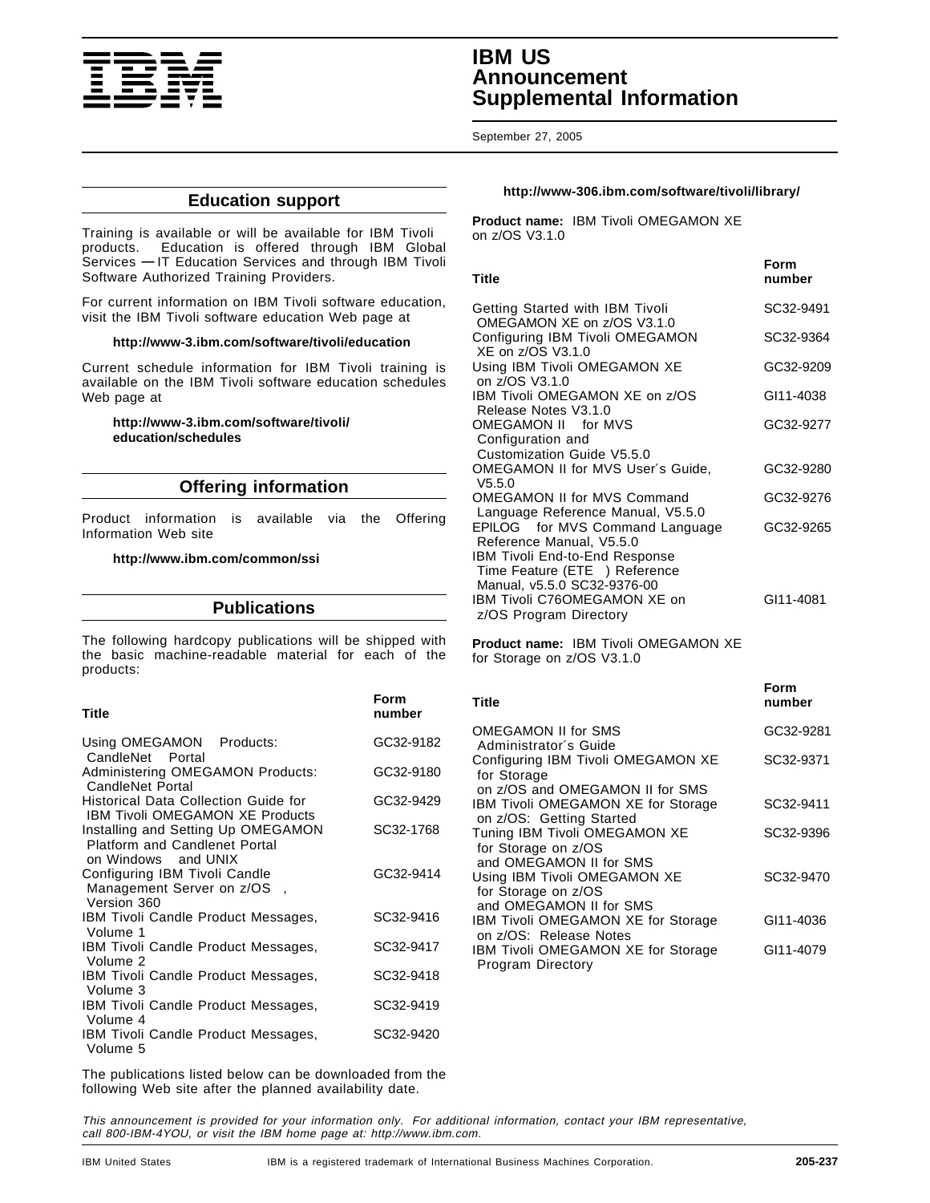## Education support

Training is available or will be available for IBM Tivoli products. Education is offered through IBM Global Services — IT Education Services and through IBM Tivoli Software Authorized Training Providers.

For current information on IBM Tivoli software education, visit the IBM Tivoli software education Web page at

**http://www-3.ibm.com/software/tivoli/education**

Current schedule information for IBM Tivoli training is available on the IBM Tivoli software education schedules Web page at

**http://www-3.ibm.com/software/tivoli/education/schedules**

## Offering information

Product information is available via the Offering Information Web site

**http://www.ibm.com/common/ssi**

## Publications

The following hardcopy publications will be shipped with the basic machine-readable material for each of the products:

| Title | Form number |
|---|---|
| Using OMEGAMON Products: CandleNet Portal | GC32-9182 |
| Administering OMEGAMON Products: CandleNet Portal | GC32-9180 |
| Historical Data Collection Guide for IBM Tivoli OMEGAMON XE Products | GC32-9429 |
| Installing and Setting Up OMEGAMON Platform and Candlenet Portal on Windows and UNIX | SC32-1768 |
| Configuring IBM Tivoli Candle Management Server on z/OS, Version 360 | GC32-9414 |
| IBM Tivoli Candle Product Messages, Volume 1 | SC32-9416 |
| IBM Tivoli Candle Product Messages, Volume 2 | SC32-9417 |
| IBM Tivoli Candle Product Messages, Volume 3 | SC32-9418 |
| IBM Tivoli Candle Product Messages, Volume 4 | SC32-9419 |
| IBM Tivoli Candle Product Messages, Volume 5 | SC32-9420 |

The publications listed below can be downloaded from the following Web site after the planned availability date.

**http://www-306.ibm.com/software/tivoli/library/**

**Product name:** IBM Tivoli OMEGAMON XE on z/OS V3.1.0

| Title | Form number |
|---|---|
| Getting Started with IBM Tivoli OMEGAMON XE on z/OS V3.1.0 | SC32-9491 |
| Configuring IBM Tivoli OMEGAMON XE on z/OS V3.1.0 | SC32-9364 |
| Using IBM Tivoli OMEGAMON XE on z/OS V3.1.0 | GC32-9209 |
| IBM Tivoli OMEGAMON XE on z/OS Release Notes V3.1.0 | GI11-4038 |
| OMEGAMON II for MVS Configuration and Customization Guide V5.5.0 | GC32-9277 |
| OMEGAMON II for MVS User´s Guide, V5.5.0 | GC32-9280 |
| OMEGAMON II for MVS Command Language Reference Manual, V5.5.0 | GC32-9276 |
| EPILOG for MVS Command Language Reference Manual, V5.5.0 | GC32-9265 |
| IBM Tivoli End-to-End Response Time Feature (ETE) Reference Manual, v5.5.0 SC32-9376-00 | |
| IBM Tivoli C76OMEGAMON XE on z/OS Program Directory | GI11-4081 |

**Product name:** IBM Tivoli OMEGAMON XE for Storage on z/OS V3.1.0

| Title | Form number |
|---|---|
| OMEGAMON II for SMS Administrator´s Guide | GC32-9281 |
| Configuring IBM Tivoli OMEGAMON XE for Storage on z/OS and OMEGAMON II for SMS | SC32-9371 |
| IBM Tivoli OMEGAMON XE for Storage on z/OS: Getting Started | SC32-9411 |
| Tuning IBM Tivoli OMEGAMON XE for Storage on z/OS and OMEGAMON II for SMS | SC32-9396 |
| Using IBM Tivoli OMEGAMON XE for Storage on z/OS and OMEGAMON II for SMS | SC32-9470 |
| IBM Tivoli OMEGAMON XE for Storage on z/OS: Release Notes | GI11-4036 |
| IBM Tivoli OMEGAMON XE for Storage Program Directory | GI11-4079 |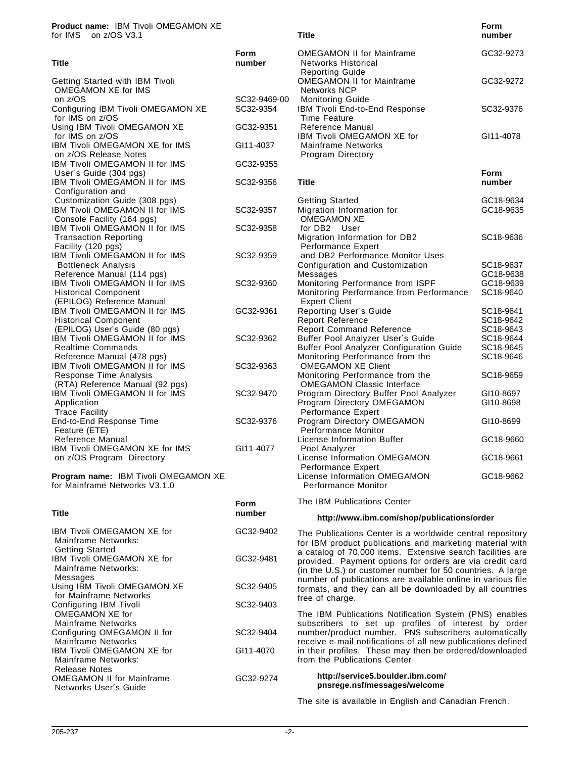**Product name:** IBM Tivoli OMEGAMON XE for IMS on z/OS V3.1

| Title | Form number |
| --- | --- |
| Getting Started with IBM Tivoli OMEGAMON XE for IMS on z/OS | SC32-9469-00 |
| Configuring IBM Tivoli OMEGAMON XE for IMS on z/OS | SC32-9354 |
| Using IBM Tivoli OMEGAMON XE for IMS on z/OS | GC32-9351 |
| IBM Tivoli OMEGAMON XE for IMS on z/OS Release Notes | GI11-4037 |
| IBM Tivoli OMEGAMON II for IMS User´s Guide (304 pgs) | GC32-9355 |
| IBM Tivoli OMEGAMON II for IMS Configuration and Customization Guide (308 pgs) | SC32-9356 |
| IBM Tivoli OMEGAMON II for IMS Console Facility (164 pgs) | SC32-9357 |
| IBM Tivoli OMEGAMON II for IMS Transaction Reporting Facility (120 pgs) | SC32-9358 |
| IBM Tivoli OMEGAMON II for IMS Bottleneck Analysis Reference Manual (114 pgs) | SC32-9359 |
| IBM Tivoli OMEGAMON II for IMS Historical Component (EPILOG) Reference Manual | SC32-9360 |
| IBM Tivoli OMEGAMON II for IMS Historical Component (EPILOG) User´s Guide (80 pgs) | GC32-9361 |
| IBM Tivoli OMEGAMON II for IMS Realtime Commands Reference Manual (478 pgs) | SC32-9362 |
| IBM Tivoli OMEGAMON II for IMS Response Time Analysis (RTA) Reference Manual (92 pgs) | SC32-9363 |
| IBM Tivoli OMEGAMON II for IMS Application Trace Facility | SC32-9470 |
| End-to-End Response Time Feature (ETE) Reference Manual | SC32-9376 |
| IBM Tivoli OMEGAMON XE for IMS on z/OS Program Directory | GI11-4077 |

**Program name:** IBM Tivoli OMEGAMON XE for Mainframe Networks V3.1.0

| Title | Form number |
| --- | --- |
| IBM Tivoli OMEGAMON XE for Mainframe Networks: Getting Started | GC32-9402 |
| IBM Tivoli OMEGAMON XE for Mainframe Networks: Messages | GC32-9481 |
| Using IBM Tivoli OMEGAMON XE for Mainframe Networks | SC32-9405 |
| Configuring IBM Tivoli OMEGAMON XE for Mainframe Networks | SC32-9403 |
| Configuring OMEGAMON II for Mainframe Networks | SC32-9404 |
| IBM Tivoli OMEGAMON XE for Mainframe Networks: Release Notes | GI11-4070 |
| OMEGAMON II for Mainframe Networks User´s Guide | GC32-9274 |
| OMEGAMON II for Mainframe Networks Historical Reporting Guide | GC32-9273 |
| OMEGAMON II for Mainframe Networks NCP Monitoring Guide | GC32-9272 |
| IBM Tivoli End-to-End Response Time Feature Reference Manual | SC32-9376 |
| IBM Tivoli OMEGAMON XE for Mainframe Networks Program Directory | GI11-4078 |

| Title | Form number |
| --- | --- |
| Getting Started | GC18-9634 |
| Migration Information for OMEGAMON XE for DB2 User | GC18-9635 |
| Migration Information for DB2 Performance Expert and DB2 Performance Monitor Uses | SC18-9636 |
| Configuration and Customization | SC18-9637 |
| Messages | GC18-9638 |
| Monitoring Performance from ISPF | GC18-9639 |
| Monitoring Performance from Performance Expert Client | SC18-9640 |
| Reporting User´s Guide | SC18-9641 |
| Report Reference | SC18-9642 |
| Report Command Reference | SC18-9643 |
| Buffer Pool Analyzer User´s Guide | SC18-9644 |
| Buffer Pool Analyzer Configuration Guide | SC18-9645 |
| Monitoring Performance from the OMEGAMON XE Client | SC18-9646 |
| Monitoring Performance from the OMEGAMON Classic Interface | SC18-9659 |
| Program Directory Buffer Pool Analyzer | GI10-8697 |
| Program Directory OMEGAMON Performance Expert | GI10-8698 |
| Program Directory OMEGAMON Performance Monitor | GI10-8699 |
| License Information Buffer Pool Analyzer | GC18-9660 |
| License Information OMEGAMON Performance Expert | GC18-9661 |
| License Information OMEGAMON Performance Monitor | GC18-9662 |

The IBM Publications Center

**http://www.ibm.com/shop/publications/order**

The Publications Center is a worldwide central repository for IBM product publications and marketing material with a catalog of 70,000 items. Extensive search facilities are provided. Payment options for orders are via credit card (in the U.S.) or customer number for 50 countries. A large number of publications are available online in various file formats, and they can all be downloaded by all countries free of charge.

The IBM Publications Notification System (PNS) enables subscribers to set up profiles of interest by order number/product number. PNS subscribers automatically receive e-mail notifications of all new publications defined in their profiles. These may then be ordered/downloaded from the Publications Center

**http://service5.boulder.ibm.com/pnsrege.nsf/messages/welcome**

The site is available in English and Canadian French.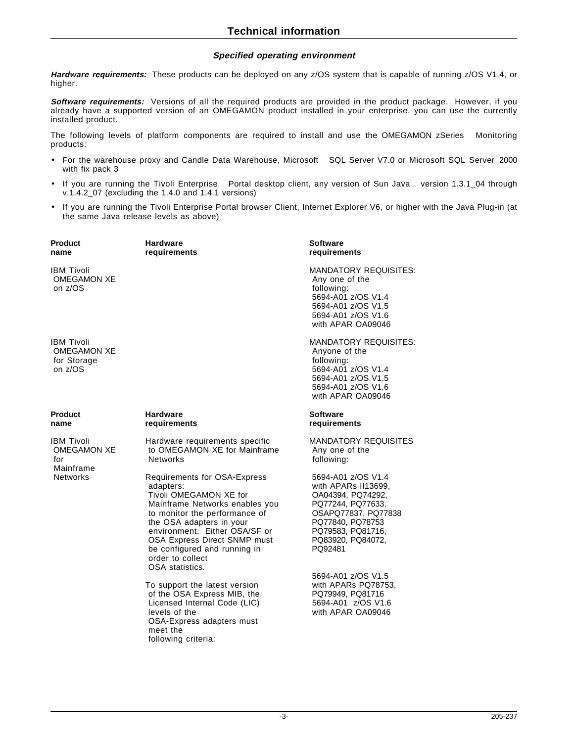## Technical information

### *Specified operating environment*

***Hardware requirements:*** These products can be deployed on any z/OS system that is capable of running z/OS V1.4, or higher.

***Software requirements:*** Versions of all the required products are provided in the product package. However, if you already have a supported version of an OMEGAMON product installed in your enterprise, you can use the currently installed product.

The following levels of platform components are required to install and use the OMEGAMON zSeries Monitoring products:

- For the warehouse proxy and Candle Data Warehouse, Microsoft SQL Server V7.0 or Microsoft SQL Server 2000 with fix pack 3
- If you are running the Tivoli Enterprise Portal desktop client, any version of Sun Java version 1.3.1_04 through v.1.4.2_07 (excluding the 1.4.0 and 1.4.1 versions)
- If you are running the Tivoli Enterprise Portal browser Client, Internet Explorer V6, or higher with the Java Plug-in (at the same Java release levels as above)

| Product name | Hardware requirements | Software requirements |
|---|---|---|
| IBM Tivoli OMEGAMON XE on z/OS | | MANDATORY REQUISITES: Any one of the following: 5694-A01 z/OS V1.4 5694-A01 z/OS V1.5 5694-A01 z/OS V1.6 with APAR OA09046 |
| IBM Tivoli OMEGAMON XE for Storage on z/OS | | MANDATORY REQUISITES: Anyone of the following: 5694-A01 z/OS V1.4 5694-A01 z/OS V1.5 5694-A01 z/OS V1.6 with APAR OA09046 |

| Product name | Hardware requirements | Software requirements |
|---|---|---|
| IBM Tivoli OMEGAMON XE for Mainframe Networks | Hardware requirements specific to OMEGAMON XE for Mainframe Networks<br><br>Requirements for OSA-Express adapters: Tivoli OMEGAMON XE for Mainframe Networks enables you to monitor the performance of the OSA adapters in your environment. Either OSA/SF or OSA Express Direct SNMP must be configured and running in order to collect OSA statistics.<br><br>To support the latest version of the OSA Express MIB, the Licensed Internal Code (LIC) levels of the OSA-Express adapters must meet the following criteria: | MANDATORY REQUISITES Any one of the following:<br><br>5694-A01 z/OS V1.4 with APARs II13699, OA04394, PQ74292, PQ77244, PQ77633, OSAPQ77837, PQ77838 PQ77840, PQ78753 PQ79583, PQ81716, PQ83920, PQ84072, PQ92481<br><br>5694-A01 z/OS V1.5 with APARs PQ78753, PQ79949, PQ81716 5694-A01 z/OS V1.6 with APAR OA09046 |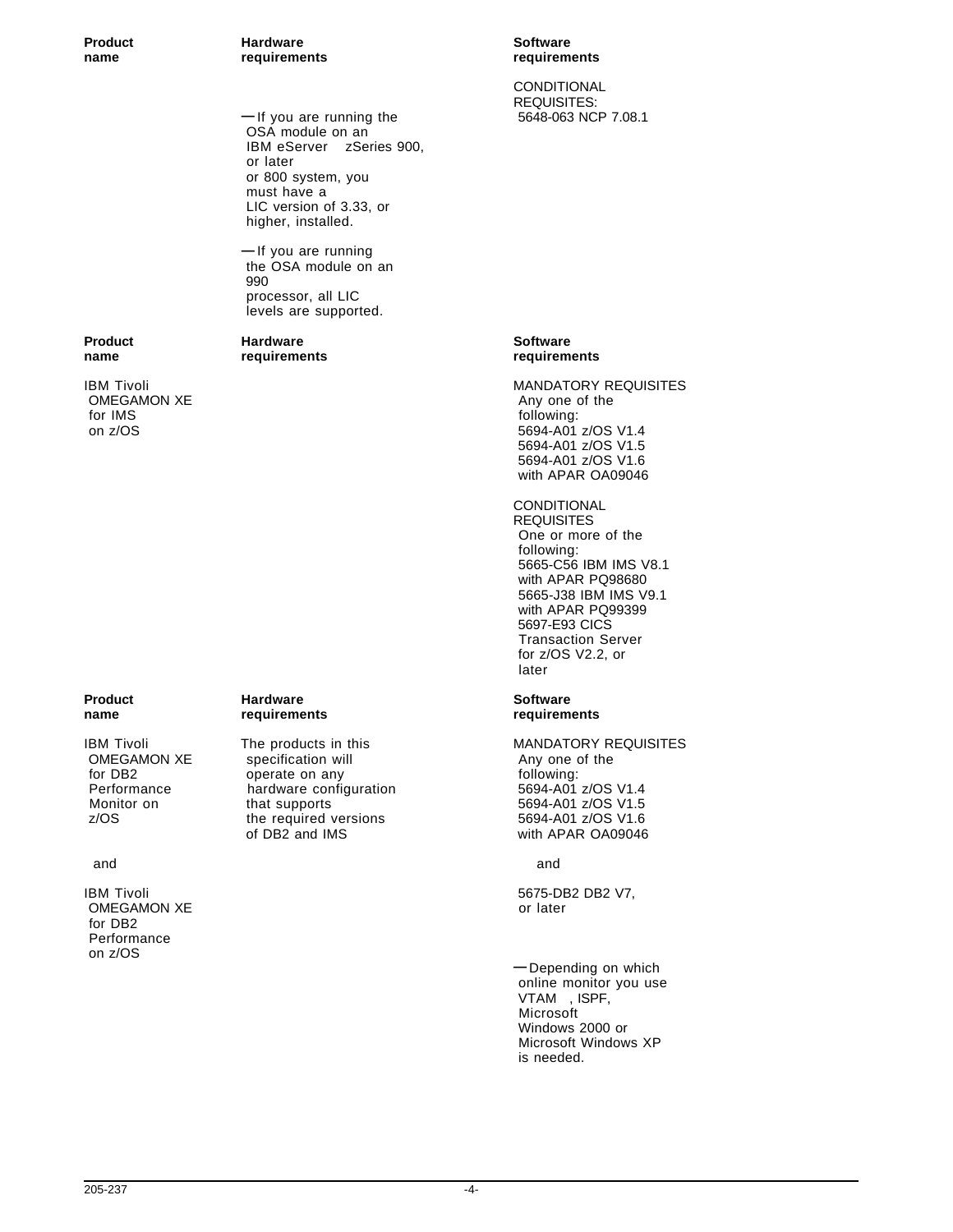| Product name | Hardware requirements | Software requirements |
|---|---|---|
| | — If you are running the OSA module on an IBM eServer zSeries 900, or later or 800 system, you must have a LIC version of 3.33, or higher, installed.<br><br>— If you are running the OSA module on an 990 processor, all LIC levels are supported. | CONDITIONAL REQUISITES:<br>5648-063 NCP 7.08.1 |

| Product name | Hardware requirements | Software requirements |
|---|---|---|
| IBM Tivoli OMEGAMON XE for IMS on z/OS | | MANDATORY REQUISITES<br>Any one of the following:<br>5694-A01 z/OS V1.4<br>5694-A01 z/OS V1.5<br>5694-A01 z/OS V1.6 with APAR OA09046<br><br>CONDITIONAL REQUISITES<br>One or more of the following:<br>5665-C56 IBM IMS V8.1 with APAR PQ98680<br>5665-J38 IBM IMS V9.1 with APAR PQ99399<br>5697-E93 CICS Transaction Server for z/OS V2.2, or later |

| Product name | Hardware requirements | Software requirements |
|---|---|---|
| IBM Tivoli OMEGAMON XE for DB2 Performance Monitor on z/OS<br><br>and<br><br>IBM Tivoli OMEGAMON XE for DB2 Performance on z/OS | The products in this specification will operate on any hardware configuration that supports the required versions of DB2 and IMS | MANDATORY REQUISITES<br>Any one of the following:<br>5694-A01 z/OS V1.4<br>5694-A01 z/OS V1.5<br>5694-A01 z/OS V1.6 with APAR OA09046<br><br>and<br><br>5675-DB2 DB2 V7, or later<br><br>— Depending on which online monitor you use VTAM, ISPF, Microsoft Windows 2000 or Microsoft Windows XP is needed. |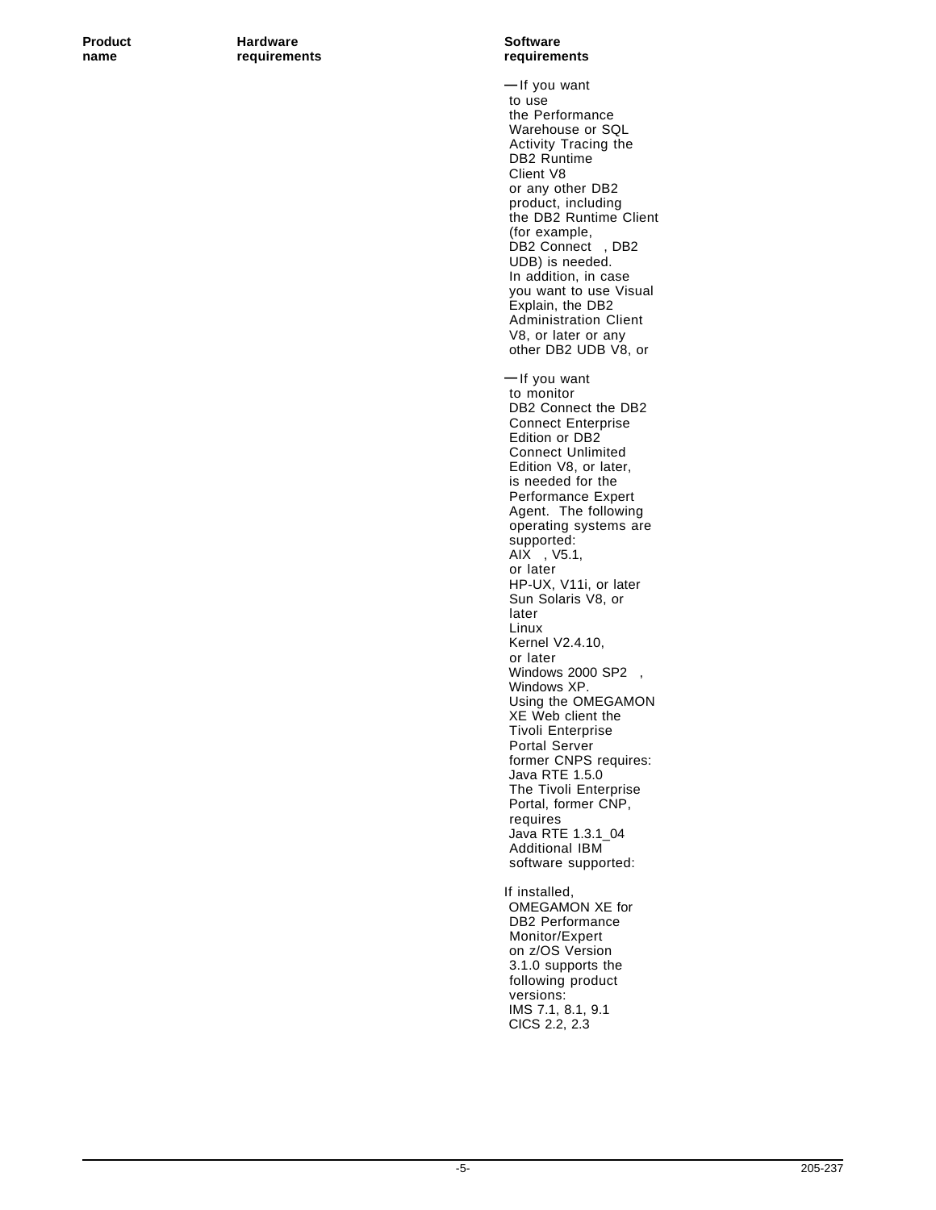| Product name | Hardware requirements | Software requirements |
|---|---|---|
| | | — If you want to use the Performance Warehouse or SQL Activity Tracing the DB2 Runtime Client V8 or any other DB2 product, including the DB2 Runtime Client (for example, DB2 Connect , DB2 UDB) is needed. In addition, in case you want to use Visual Explain, the DB2 Administration Client V8, or later or any other DB2 UDB V8, or<br><br>— If you want to monitor DB2 Connect the DB2 Connect Enterprise Edition or DB2 Connect Unlimited Edition V8, or later, is needed for the Performance Expert Agent. The following operating systems are supported: AIX , V5.1, or later HP-UX, V11i, or later Sun Solaris V8, or later Linux Kernel V2.4.10, or later Windows 2000 SP2 , Windows XP. Using the OMEGAMON XE Web client the Tivoli Enterprise Portal Server former CNPS requires: Java RTE 1.5.0 The Tivoli Enterprise Portal, former CNP, requires Java RTE 1.3.1_04 Additional IBM software supported:<br><br>If installed, OMEGAMON XE for DB2 Performance Monitor/Expert on z/OS Version 3.1.0 supports the following product versions: IMS 7.1, 8.1, 9.1 CICS 2.2, 2.3 |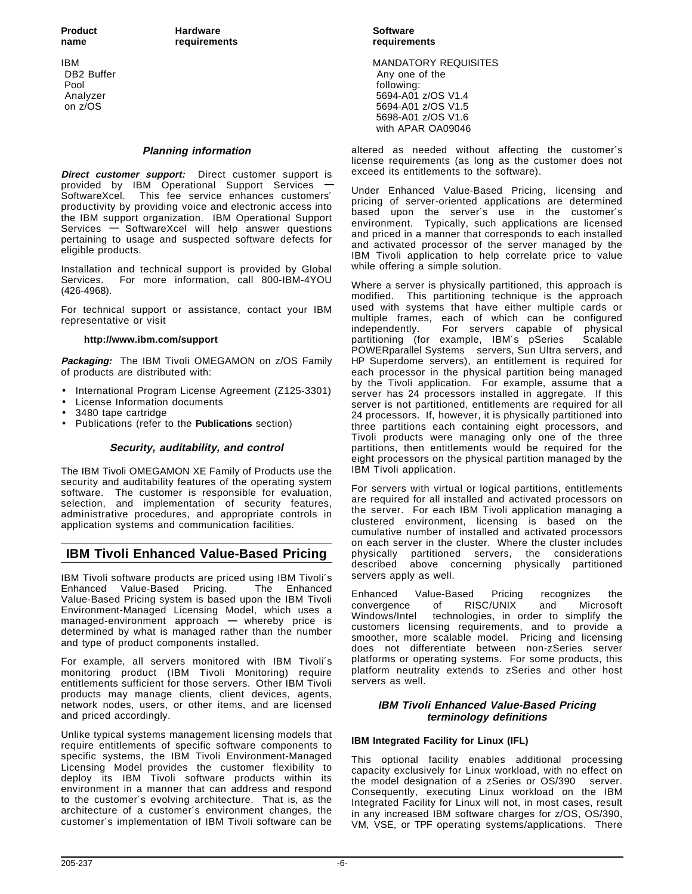| Product name | Hardware requirements | Software requirements |
|---|---|---|
| IBM DB2 Buffer Pool Analyzer on z/OS | | MANDATORY REQUISITES Any one of the following: 5694-A01 z/OS V1.4 5694-A01 z/OS V1.5 5698-A01 z/OS V1.6 with APAR OA09046 |

### *Planning information*

***Direct customer support:*** Direct customer support is provided by IBM Operational Support Services — SoftwareXcel. This fee service enhances customers´ productivity by providing voice and electronic access into the IBM support organization. IBM Operational Support Services — SoftwareXcel will help answer questions pertaining to usage and suspected software defects for eligible products.

Installation and technical support is provided by Global Services. For more information, call 800-IBM-4YOU (426-4968).

For technical support or assistance, contact your IBM representative or visit

**http://www.ibm.com/support**

***Packaging:*** The IBM Tivoli OMEGAMON on z/OS Family of products are distributed with:

- International Program License Agreement (Z125-3301)
- License Information documents
- 3480 tape cartridge
- Publications (refer to the **Publications** section)

### *Security, auditability, and control*

The IBM Tivoli OMEGAMON XE Family of Products use the security and auditability features of the operating system software. The customer is responsible for evaluation, selection, and implementation of security features, administrative procedures, and appropriate controls in application systems and communication facilities.

## IBM Tivoli Enhanced Value-Based Pricing

IBM Tivoli software products are priced using IBM Tivoli´s Enhanced Value-Based Pricing. The Enhanced Value-Based Pricing system is based upon the IBM Tivoli Environment-Managed Licensing Model, which uses a managed-environment approach — whereby price is determined by what is managed rather than the number and type of product components installed.

For example, all servers monitored with IBM Tivoli´s monitoring product (IBM Tivoli Monitoring) require entitlements sufficient for those servers. Other IBM Tivoli products may manage clients, client devices, agents, network nodes, users, or other items, and are licensed and priced accordingly.

Unlike typical systems management licensing models that require entitlements of specific software components to specific systems, the IBM Tivoli Environment-Managed Licensing Model provides the customer flexibility to deploy its IBM Tivoli software products within its environment in a manner that can address and respond to the customer´s evolving architecture. That is, as the architecture of a customer´s environment changes, the customer´s implementation of IBM Tivoli software can be altered as needed without affecting the customer´s license requirements (as long as the customer does not exceed its entitlements to the software).

Under Enhanced Value-Based Pricing, licensing and pricing of server-oriented applications are determined based upon the server´s use in the customer´s environment. Typically, such applications are licensed and priced in a manner that corresponds to each installed and activated processor of the server managed by the IBM Tivoli application to help correlate price to value while offering a simple solution.

Where a server is physically partitioned, this approach is modified. This partitioning technique is the approach used with systems that have either multiple cards or multiple frames, each of which can be configured independently. For servers capable of physical partitioning (for example, IBM´s pSeries Scalable POWERparallel Systems servers, Sun Ultra servers, and HP Superdome servers), an entitlement is required for each processor in the physical partition being managed by the Tivoli application. For example, assume that a server has 24 processors installed in aggregate. If this server is not partitioned, entitlements are required for all 24 processors. If, however, it is physically partitioned into three partitions each containing eight processors, and Tivoli products were managing only one of the three partitions, then entitlements would be required for the eight processors on the physical partition managed by the IBM Tivoli application.

For servers with virtual or logical partitions, entitlements are required for all installed and activated processors on the server. For each IBM Tivoli application managing a clustered environment, licensing is based on the cumulative number of installed and activated processors on each server in the cluster. Where the cluster includes physically partitioned servers, the considerations described above concerning physically partitioned servers apply as well.

Enhanced Value-Based Pricing recognizes the convergence of RISC/UNIX and Microsoft Windows/Intel technologies, in order to simplify the customers licensing requirements, and to provide a smoother, more scalable model. Pricing and licensing does not differentiate between non-zSeries server platforms or operating systems. For some products, this platform neutrality extends to zSeries and other host servers as well.

### *IBM Tivoli Enhanced Value-Based Pricing terminology definitions*

**IBM Integrated Facility for Linux (IFL)**

This optional facility enables additional processing capacity exclusively for Linux workload, with no effect on the model designation of a zSeries or OS/390 server. Consequently, executing Linux workload on the IBM Integrated Facility for Linux will not, in most cases, result in any increased IBM software charges for z/OS, OS/390, VM, VSE, or TPF operating systems/applications. There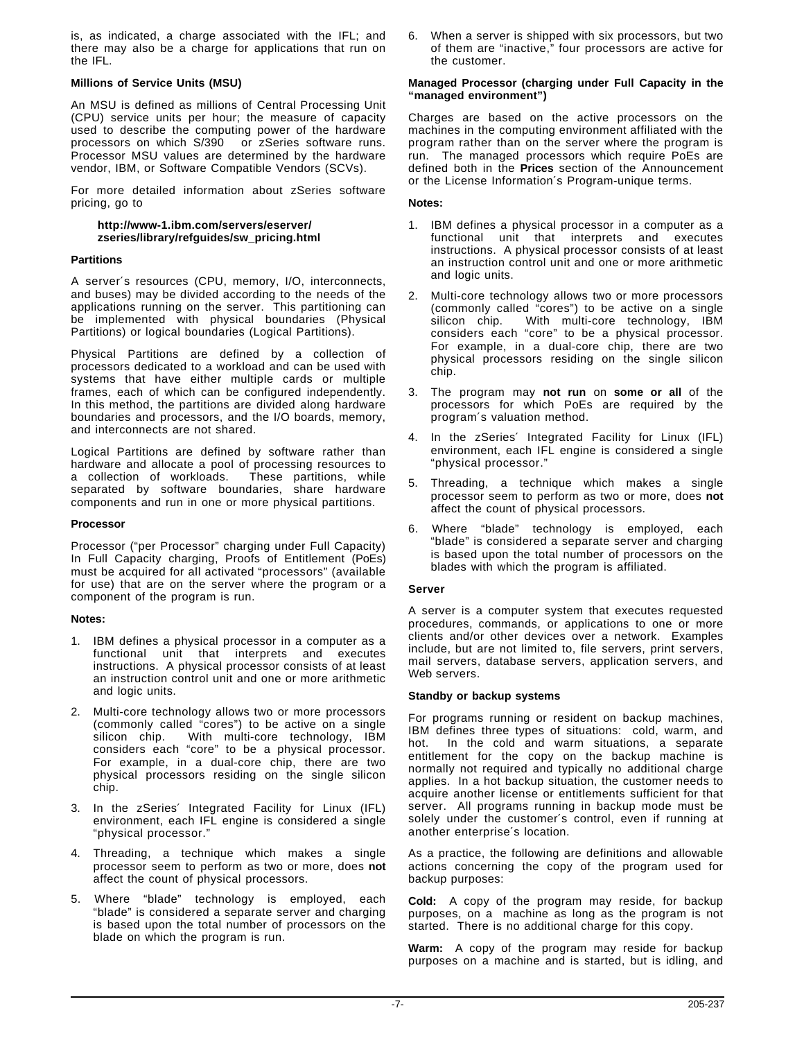is, as indicated, a charge associated with the IFL; and there may also be a charge for applications that run on the IFL.

**Millions of Service Units (MSU)**

An MSU is defined as millions of Central Processing Unit (CPU) service units per hour; the measure of capacity used to describe the computing power of the hardware processors on which S/390 or zSeries software runs. Processor MSU values are determined by the hardware vendor, IBM, or Software Compatible Vendors (SCVs).

For more detailed information about zSeries software pricing, go to

**http://www-1.ibm.com/servers/eserver/zseries/library/refguides/sw_pricing.html**

**Partitions**

A server´s resources (CPU, memory, I/O, interconnects, and buses) may be divided according to the needs of the applications running on the server. This partitioning can be implemented with physical boundaries (Physical Partitions) or logical boundaries (Logical Partitions).

Physical Partitions are defined by a collection of processors dedicated to a workload and can be used with systems that have either multiple cards or multiple frames, each of which can be configured independently. In this method, the partitions are divided along hardware boundaries and processors, and the I/O boards, memory, and interconnects are not shared.

Logical Partitions are defined by software rather than hardware and allocate a pool of processing resources to a collection of workloads. These partitions, while separated by software boundaries, share hardware components and run in one or more physical partitions.

**Processor**

Processor ("per Processor" charging under Full Capacity) In Full Capacity charging, Proofs of Entitlement (PoEs) must be acquired for all activated "processors" (available for use) that are on the server where the program or a component of the program is run.

**Notes:**

1. IBM defines a physical processor in a computer as a functional unit that interprets and executes instructions. A physical processor consists of at least an instruction control unit and one or more arithmetic and logic units.
2. Multi-core technology allows two or more processors (commonly called "cores") to be active on a single silicon chip. With multi-core technology, IBM considers each "core" to be a physical processor. For example, in a dual-core chip, there are two physical processors residing on the single silicon chip.
3. In the zSeries´ Integrated Facility for Linux (IFL) environment, each IFL engine is considered a single "physical processor."
4. Threading, a technique which makes a single processor seem to perform as two or more, does **not** affect the count of physical processors.
5. Where "blade" technology is employed, each "blade" is considered a separate server and charging is based upon the total number of processors on the blade on which the program is run.
6. When a server is shipped with six processors, but two of them are "inactive," four processors are active for the customer.

**Managed Processor (charging under Full Capacity in the "managed environment")**

Charges are based on the active processors on the machines in the computing environment affiliated with the program rather than on the server where the program is run. The managed processors which require PoEs are defined both in the **Prices** section of the Announcement or the License Information´s Program-unique terms.

**Notes:**

1. IBM defines a physical processor in a computer as a functional unit that interprets and executes instructions. A physical processor consists of at least an instruction control unit and one or more arithmetic and logic units.
2. Multi-core technology allows two or more processors (commonly called "cores") to be active on a single silicon chip. With multi-core technology, IBM considers each "core" to be a physical processor. For example, in a dual-core chip, there are two physical processors residing on the single silicon chip.
3. The program may **not run** on **some or all** of the processors for which PoEs are required by the program´s valuation method.
4. In the zSeries´ Integrated Facility for Linux (IFL) environment, each IFL engine is considered a single "physical processor."
5. Threading, a technique which makes a single processor seem to perform as two or more, does **not** affect the count of physical processors.
6. Where "blade" technology is employed, each "blade" is considered a separate server and charging is based upon the total number of processors on the blades with which the program is affiliated.

**Server**

A server is a computer system that executes requested procedures, commands, or applications to one or more clients and/or other devices over a network. Examples include, but are not limited to, file servers, print servers, mail servers, database servers, application servers, and Web servers.

**Standby or backup systems**

For programs running or resident on backup machines, IBM defines three types of situations: cold, warm, and hot. In the cold and warm situations, a separate entitlement for the copy on the backup machine is normally not required and typically no additional charge applies. In a hot backup situation, the customer needs to acquire another license or entitlements sufficient for that server. All programs running in backup mode must be solely under the customer´s control, even if running at another enterprise´s location.

As a practice, the following are definitions and allowable actions concerning the copy of the program used for backup purposes:

**Cold:** A copy of the program may reside, for backup purposes, on a machine as long as the program is not started. There is no additional charge for this copy.

**Warm:** A copy of the program may reside for backup purposes on a machine and is started, but is idling, and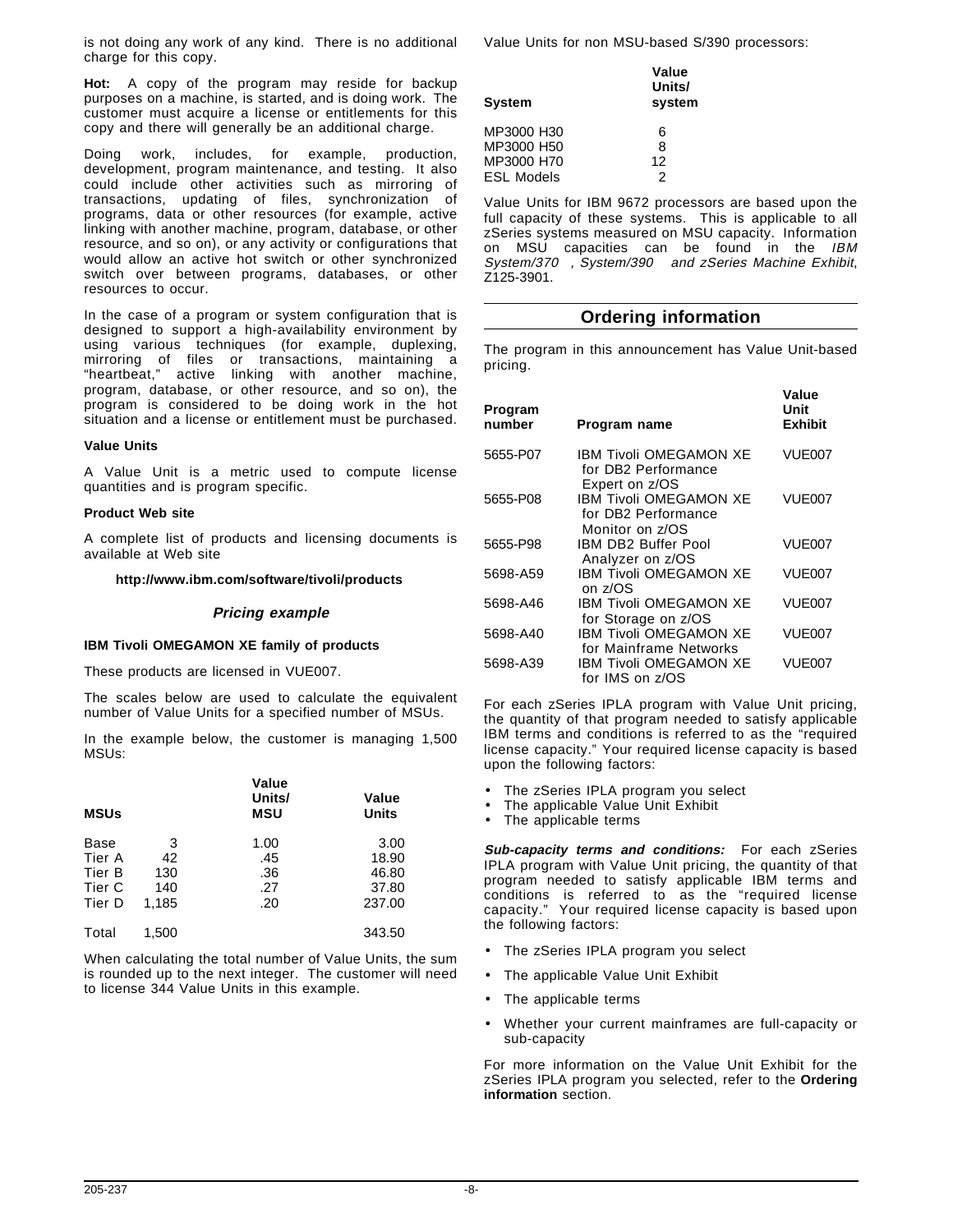is not doing any work of any kind. There is no additional charge for this copy.

**Hot:** A copy of the program may reside for backup purposes on a machine, is started, and is doing work. The customer must acquire a license or entitlements for this copy and there will generally be an additional charge.

Doing work, includes, for example, production, development, program maintenance, and testing. It also could include other activities such as mirroring of transactions, updating of files, synchronization of programs, data or other resources (for example, active linking with another machine, program, database, or other resource, and so on), or any activity or configurations that would allow an active hot switch or other synchronized switch over between programs, databases, or other resources to occur.

In the case of a program or system configuration that is designed to support a high-availability environment by using various techniques (for example, duplexing, mirroring of files or transactions, maintaining a "heartbeat," active linking with another machine, program, database, or other resource, and so on), the program is considered to be doing work in the hot situation and a license or entitlement must be purchased.

**Value Units**

A Value Unit is a metric used to compute license quantities and is program specific.

**Product Web site**

A complete list of products and licensing documents is available at Web site

**http://www.ibm.com/software/tivoli/products**

### *Pricing example*

**IBM Tivoli OMEGAMON XE family of products**

These products are licensed in VUE007.

The scales below are used to calculate the equivalent number of Value Units for a specified number of MSUs.

In the example below, the customer is managing 1,500 MSUs:

| MSUs | | Value Units/ MSU | Value Units |
|---|---|---|---|
| Base | 3 | 1.00 | 3.00 |
| Tier A | 42 | .45 | 18.90 |
| Tier B | 130 | .36 | 46.80 |
| Tier C | 140 | .27 | 37.80 |
| Tier D | 1,185 | .20 | 237.00 |
| Total | 1,500 | | 343.50 |

When calculating the total number of Value Units, the sum is rounded up to the next integer. The customer will need to license 344 Value Units in this example.

Value Units for non MSU-based S/390 processors:

| System | Value Units/ system |
|---|---|
| MP3000 H30 | 6 |
| MP3000 H50 | 8 |
| MP3000 H70 | 12 |
| ESL Models | 2 |

Value Units for IBM 9672 processors are based upon the full capacity of these systems. This is applicable to all zSeries systems measured on MSU capacity. Information on MSU capacities can be found in the *IBM System/370 , System/390 and zSeries Machine Exhibit*, Z125-3901.

## Ordering information

The program in this announcement has Value Unit-based pricing.

| Program number | Program name | Value Unit Exhibit |
|---|---|---|
| 5655-P07 | IBM Tivoli OMEGAMON XE for DB2 Performance Expert on z/OS | VUE007 |
| 5655-P08 | IBM Tivoli OMEGAMON XE for DB2 Performance Monitor on z/OS | VUE007 |
| 5655-P98 | IBM DB2 Buffer Pool Analyzer on z/OS | VUE007 |
| 5698-A59 | IBM Tivoli OMEGAMON XE on z/OS | VUE007 |
| 5698-A46 | IBM Tivoli OMEGAMON XE for Storage on z/OS | VUE007 |
| 5698-A40 | IBM Tivoli OMEGAMON XE for Mainframe Networks | VUE007 |
| 5698-A39 | IBM Tivoli OMEGAMON XE for IMS on z/OS | VUE007 |

For each zSeries IPLA program with Value Unit pricing, the quantity of that program needed to satisfy applicable IBM terms and conditions is referred to as the "required license capacity." Your required license capacity is based upon the following factors:

- The zSeries IPLA program you select
- The applicable Value Unit Exhibit
- The applicable terms

***Sub-capacity terms and conditions:*** For each zSeries IPLA program with Value Unit pricing, the quantity of that program needed to satisfy applicable IBM terms and conditions is referred to as the "required license capacity." Your required license capacity is based upon the following factors:

- The zSeries IPLA program you select
- The applicable Value Unit Exhibit
- The applicable terms
- Whether your current mainframes are full-capacity or sub-capacity

For more information on the Value Unit Exhibit for the zSeries IPLA program you selected, refer to the **Ordering information** section.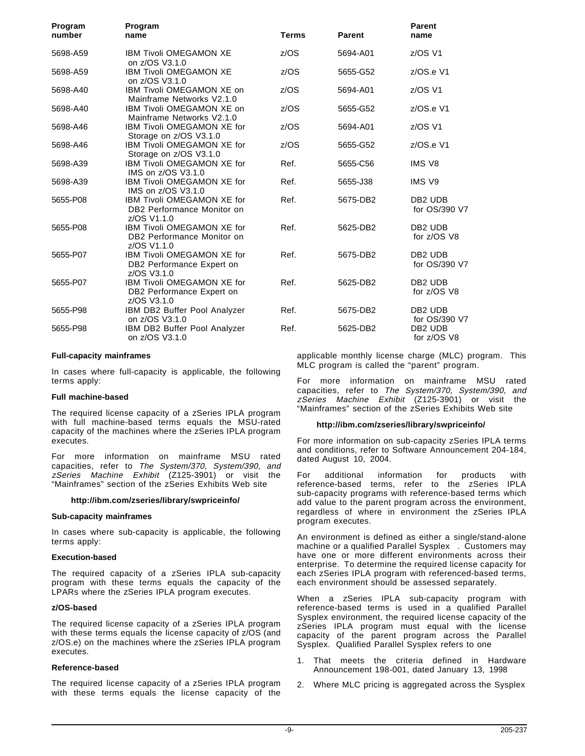| Program number | Program name | Terms | Parent | Parent name |
|---|---|---|---|---|
| 5698-A59 | IBM Tivoli OMEGAMON XE on z/OS V3.1.0 | z/OS | 5694-A01 | z/OS V1 |
| 5698-A59 | IBM Tivoli OMEGAMON XE on z/OS V3.1.0 | z/OS | 5655-G52 | z/OS.e V1 |
| 5698-A40 | IBM Tivoli OMEGAMON XE on Mainframe Networks V2.1.0 | z/OS | 5694-A01 | z/OS V1 |
| 5698-A40 | IBM Tivoli OMEGAMON XE on Mainframe Networks V2.1.0 | z/OS | 5655-G52 | z/OS.e V1 |
| 5698-A46 | IBM Tivoli OMEGAMON XE for Storage on z/OS V3.1.0 | z/OS | 5694-A01 | z/OS V1 |
| 5698-A46 | IBM Tivoli OMEGAMON XE for Storage on z/OS V3.1.0 | z/OS | 5655-G52 | z/OS.e V1 |
| 5698-A39 | IBM Tivoli OMEGAMON XE for IMS on z/OS V3.1.0 | Ref. | 5655-C56 | IMS V8 |
| 5698-A39 | IBM Tivoli OMEGAMON XE for IMS on z/OS V3.1.0 | Ref. | 5655-J38 | IMS V9 |
| 5655-P08 | IBM Tivoli OMEGAMON XE for DB2 Performance Monitor on z/OS V1.1.0 | Ref. | 5675-DB2 | DB2 UDB for OS/390 V7 |
| 5655-P08 | IBM Tivoli OMEGAMON XE for DB2 Performance Monitor on z/OS V1.1.0 | Ref. | 5625-DB2 | DB2 UDB for z/OS V8 |
| 5655-P07 | IBM Tivoli OMEGAMON XE for DB2 Performance Expert on z/OS V3.1.0 | Ref. | 5675-DB2 | DB2 UDB for OS/390 V7 |
| 5655-P07 | IBM Tivoli OMEGAMON XE for DB2 Performance Expert on z/OS V3.1.0 | Ref. | 5625-DB2 | DB2 UDB for z/OS V8 |
| 5655-P98 | IBM DB2 Buffer Pool Analyzer on z/OS V3.1.0 | Ref. | 5675-DB2 | DB2 UDB for OS/390 V7 |
| 5655-P98 | IBM DB2 Buffer Pool Analyzer on z/OS V3.1.0 | Ref. | 5625-DB2 | DB2 UDB for z/OS V8 |

**Full-capacity mainframes**

In cases where full-capacity is applicable, the following terms apply:

**Full machine-based**

The required license capacity of a zSeries IPLA program with full machine-based terms equals the MSU-rated capacity of the machines where the zSeries IPLA program executes.

For more information on mainframe MSU rated capacities, refer to *The System/370, System/390, and zSeries Machine Exhibit* (Z125-3901) or visit the "Mainframes" section of the zSeries Exhibits Web site

**http://ibm.com/zseries/library/swpriceinfo/**

**Sub-capacity mainframes**

In cases where sub-capacity is applicable, the following terms apply:

**Execution-based**

The required capacity of a zSeries IPLA sub-capacity program with these terms equals the capacity of the LPARs where the zSeries IPLA program executes.

**z/OS-based**

The required license capacity of a zSeries IPLA program with these terms equals the license capacity of z/OS (and z/OS.e) on the machines where the zSeries IPLA program executes.

**Reference-based**

The required license capacity of a zSeries IPLA program with these terms equals the license capacity of the applicable monthly license charge (MLC) program. This MLC program is called the "parent" program.

For more information on mainframe MSU rated capacities, refer to *The System/370, System/390, and zSeries Machine Exhibit* (Z125-3901) or visit the "Mainframes" section of the zSeries Exhibits Web site

**http://ibm.com/zseries/library/swpriceinfo/**

For more information on sub-capacity zSeries IPLA terms and conditions, refer to Software Announcement 204-184, dated August 10, 2004.

For additional information for products with reference-based terms, refer to the zSeries IPLA sub-capacity programs with reference-based terms which add value to the parent program across the environment, regardless of where in environment the zSeries IPLA program executes.

An environment is defined as either a single/stand-alone machine or a qualified Parallel Sysplex. Customers may have one or more different environments across their enterprise. To determine the required license capacity for each zSeries IPLA program with referenced-based terms, each environment should be assessed separately.

When a zSeries IPLA sub-capacity program with reference-based terms is used in a qualified Parallel Sysplex environment, the required license capacity of the zSeries IPLA program must equal with the license capacity of the parent program across the Parallel Sysplex. Qualified Parallel Sysplex refers to one

1. That meets the criteria defined in Hardware Announcement 198-001, dated January 13, 1998
2. Where MLC pricing is aggregated across the Sysplex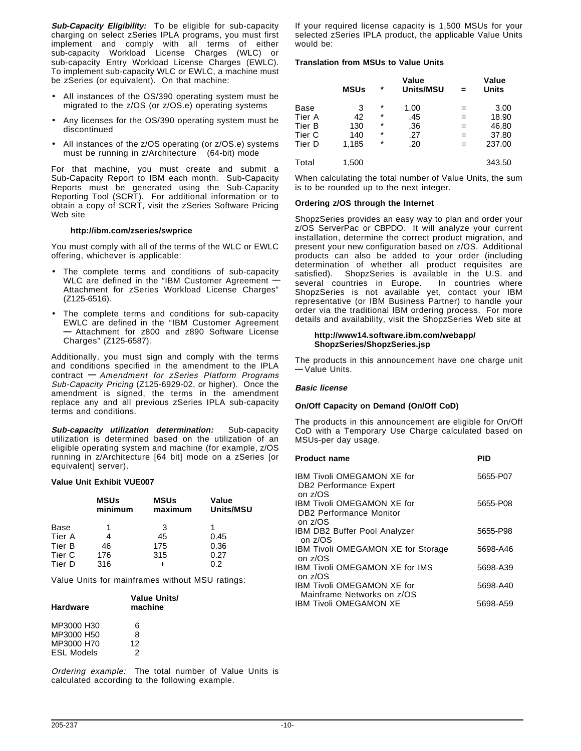***Sub-Capacity Eligibility:*** To be eligible for sub-capacity charging on select zSeries IPLA programs, you must first implement and comply with all terms of either sub-capacity Workload License Charges (WLC) or sub-capacity Entry Workload License Charges (EWLC). To implement sub-capacity WLC or EWLC, a machine must be zSeries (or equivalent). On that machine:

- All instances of the OS/390 operating system must be migrated to the z/OS (or z/OS.e) operating systems
- Any licenses for the OS/390 operating system must be discontinued
- All instances of the z/OS operating (or z/OS.e) systems must be running in z/Architecture (64-bit) mode

For that machine, you must create and submit a Sub-Capacity Report to IBM each month. Sub-Capacity Reports must be generated using the Sub-Capacity Reporting Tool (SCRT). For additional information or to obtain a copy of SCRT, visit the zSeries Software Pricing Web site

**http://ibm.com/zseries/swprice**

You must comply with all of the terms of the WLC or EWLC offering, whichever is applicable:

- The complete terms and conditions of sub-capacity WLC are defined in the "IBM Customer Agreement — Attachment for zSeries Workload License Charges" (Z125-6516).
- The complete terms and conditions for sub-capacity EWLC are defined in the "IBM Customer Agreement — Attachment for z800 and z890 Software License Charges" (Z125-6587).

Additionally, you must sign and comply with the terms and conditions specified in the amendment to the IPLA contract — *Amendment for zSeries Platform Programs Sub-Capacity Pricing* (Z125-6929-02, or higher). Once the amendment is signed, the terms in the amendment replace any and all previous zSeries IPLA sub-capacity terms and conditions.

***Sub-capacity utilization determination:*** Sub-capacity utilization is determined based on the utilization of an eligible operating system and machine (for example, z/OS running in z/Architecture [64 bit] mode on a zSeries [or equivalent] server).

**Value Unit Exhibit VUE007**

| | MSUs minimum | MSUs maximum | Value Units/MSU |
|---|---|---|---|
| Base | 1 | 3 | 1 |
| Tier A | 4 | 45 | 0.45 |
| Tier B | 46 | 175 | 0.36 |
| Tier C | 176 | 315 | 0.27 |
| Tier D | 316 | + | 0.2 |

Value Units for mainframes without MSU ratings:

| Hardware | Value Units/ machine |
|---|---|
| MP3000 H30 | 6 |
| MP3000 H50 | 8 |
| MP3000 H70 | 12 |
| ESL Models | 2 |

*Ordering example:* The total number of Value Units is calculated according to the following example.

If your required license capacity is 1,500 MSUs for your selected zSeries IPLA product, the applicable Value Units would be:

**Translation from MSUs to Value Units**

| | MSUs | * | Value Units/MSU | = | Value Units |
|---|---|---|---|---|---|
| Base | 3 | * | 1.00 | = | 3.00 |
| Tier A | 42 | * | .45 | = | 18.90 |
| Tier B | 130 | * | .36 | = | 46.80 |
| Tier C | 140 | * | .27 | = | 37.80 |
| Tier D | 1,185 | * | .20 | = | 237.00 |
| Total | 1,500 | | | | 343.50 |

When calculating the total number of Value Units, the sum is to be rounded up to the next integer.

**Ordering z/OS through the Internet**

ShopzSeries provides an easy way to plan and order your z/OS ServerPac or CBPDO. It will analyze your current installation, determine the correct product migration, and present your new configuration based on z/OS. Additional products can also be added to your order (including determination of whether all product requisites are satisfied). ShopzSeries is available in the U.S. and several countries in Europe. In countries where ShopzSeries is not available yet, contact your IBM representative (or IBM Business Partner) to handle your order via the traditional IBM ordering process. For more details and availability, visit the ShopzSeries Web site at

**http://www14.software.ibm.com/webapp/ShopzSeries/ShopzSeries.jsp**

The products in this announcement have one charge unit — Value Units.

***Basic license***

**On/Off Capacity on Demand (On/Off CoD)**

The products in this announcement are eligible for On/Off CoD with a Temporary Use Charge calculated based on MSUs-per day usage.

| Product name | PID |
|---|---|
| IBM Tivoli OMEGAMON XE for DB2 Performance Expert on z/OS | 5655-P07 |
| IBM Tivoli OMEGAMON XE for DB2 Performance Monitor on z/OS | 5655-P08 |
| IBM DB2 Buffer Pool Analyzer on z/OS | 5655-P98 |
| IBM Tivoli OMEGAMON XE for Storage on z/OS | 5698-A46 |
| IBM Tivoli OMEGAMON XE for IMS on z/OS | 5698-A39 |
| IBM Tivoli OMEGAMON XE for Mainframe Networks on z/OS | 5698-A40 |
| IBM Tivoli OMEGAMON XE | 5698-A59 |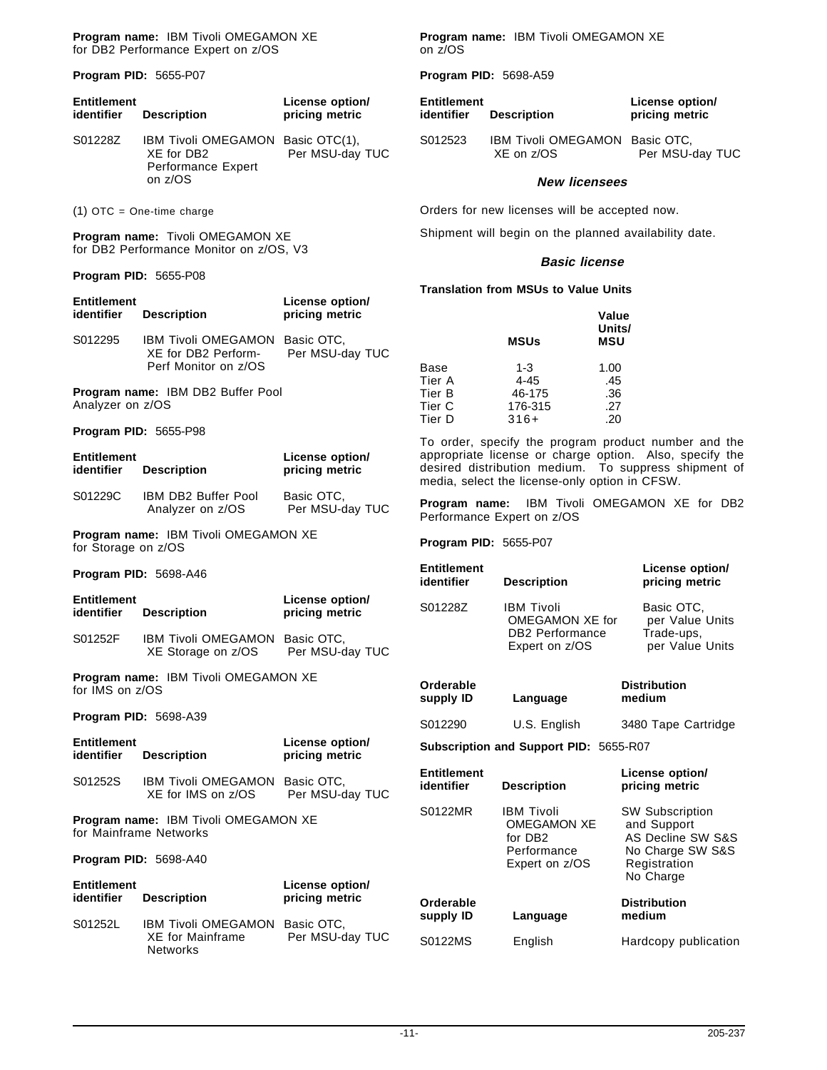**Program name:** IBM Tivoli OMEGAMON XE for DB2 Performance Expert on z/OS

**Program PID:** 5655-P07

| Entitlement identifier | Description | License option/ pricing metric |
| --- | --- | --- |
| S01228Z | IBM Tivoli OMEGAMON XE for DB2 Performance Expert on z/OS | Basic OTC(1), Per MSU-day TUC |

(1) OTC = One-time charge

**Program name:** Tivoli OMEGAMON XE for DB2 Performance Monitor on z/OS, V3

**Program PID:** 5655-P08

| Entitlement identifier | Description | License option/ pricing metric |
| --- | --- | --- |
| S012295 | IBM Tivoli OMEGAMON XE for DB2 Perform- Perf Monitor on z/OS | Basic OTC, Per MSU-day TUC |

**Program name:** IBM DB2 Buffer Pool Analyzer on z/OS

**Program PID:** 5655-P98

| Entitlement identifier | Description | License option/ pricing metric |
| --- | --- | --- |
| S01229C | IBM DB2 Buffer Pool Analyzer on z/OS | Basic OTC, Per MSU-day TUC |

**Program name:** IBM Tivoli OMEGAMON XE for Storage on z/OS

**Program PID:** 5698-A46

| Entitlement identifier | Description | License option/ pricing metric |
| --- | --- | --- |
| S01252F | IBM Tivoli OMEGAMON XE Storage on z/OS | Basic OTC, Per MSU-day TUC |

**Program name:** IBM Tivoli OMEGAMON XE for IMS on z/OS

**Program PID:** 5698-A39

| Entitlement identifier | Description | License option/ pricing metric |
| --- | --- | --- |
| S01252S | IBM Tivoli OMEGAMON XE for IMS on z/OS | Basic OTC, Per MSU-day TUC |

**Program name:** IBM Tivoli OMEGAMON XE for Mainframe Networks

**Program PID:** 5698-A40

| Entitlement identifier | Description | License option/ pricing metric |
| --- | --- | --- |
| S01252L | IBM Tivoli OMEGAMON XE for Mainframe Networks | Basic OTC, Per MSU-day TUC |

**Program name:** IBM Tivoli OMEGAMON XE on z/OS

**Program PID:** 5698-A59

| Entitlement identifier | Description | License option/ pricing metric |
| --- | --- | --- |
| S012523 | IBM Tivoli OMEGAMON XE on z/OS | Basic OTC, Per MSU-day TUC |

### *New licensees*

Orders for new licenses will be accepted now.

Shipment will begin on the planned availability date.

### *Basic license*

**Translation from MSUs to Value Units**

| | MSUs | Value Units/ MSU |
| --- | --- | --- |
| Base | 1-3 | 1.00 |
| Tier A | 4-45 | .45 |
| Tier B | 46-175 | .36 |
| Tier C | 176-315 | .27 |
| Tier D | 316+ | .20 |

To order, specify the program product number and the appropriate license or charge option. Also, specify the desired distribution medium. To suppress shipment of media, select the license-only option in CFSW.

**Program name:** IBM Tivoli OMEGAMON XE for DB2 Performance Expert on z/OS

**Program PID:** 5655-P07

| Entitlement identifier | Description | License option/ pricing metric |
| --- | --- | --- |
| S01228Z | IBM Tivoli OMEGAMON XE for DB2 Performance Expert on z/OS | Basic OTC, per Value Units Trade-ups, per Value Units |

| Orderable supply ID | Language | Distribution medium |
| --- | --- | --- |
| S012290 | U.S. English | 3480 Tape Cartridge |

**Subscription and Support PID:** 5655-R07

| Entitlement identifier | Description | License option/ pricing metric |
| --- | --- | --- |
| S0122MR | IBM Tivoli OMEGAMON XE for DB2 Performance Expert on z/OS | SW Subscription and Support AS Decline SW S&S No Charge SW S&S Registration No Charge |

| Orderable supply ID | Language | Distribution medium |
| --- | --- | --- |
| S0122MS | English | Hardcopy publication |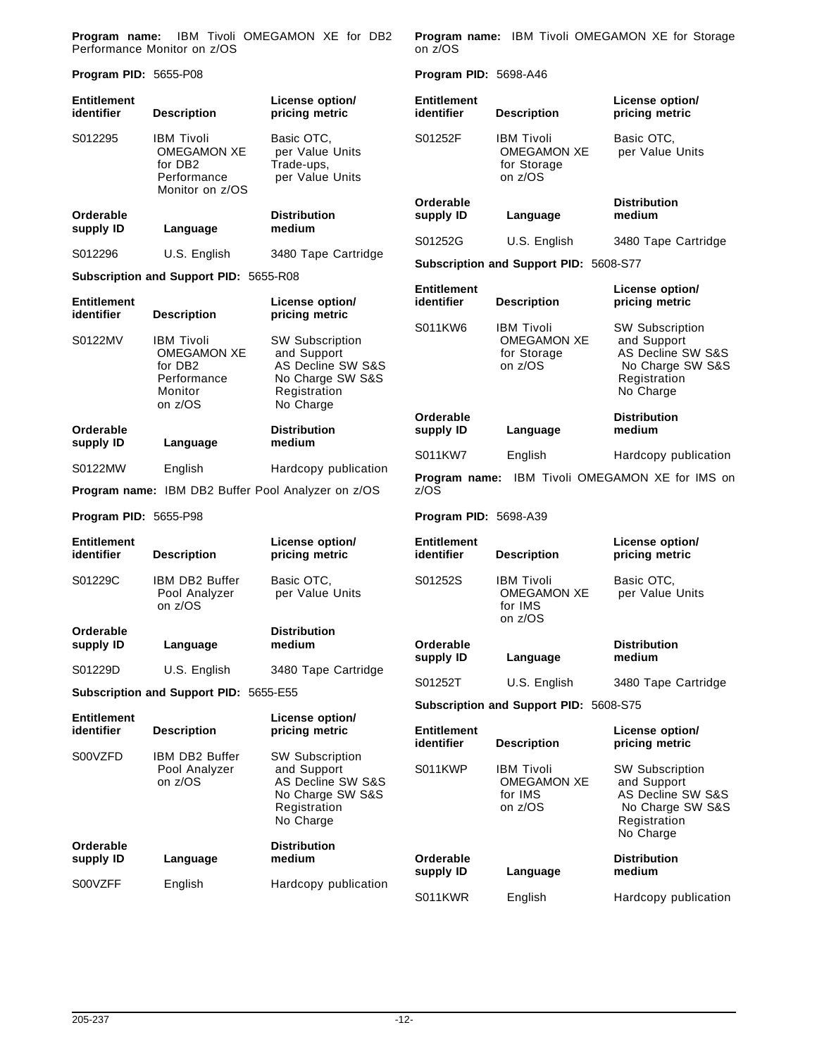**Program name:** IBM Tivoli OMEGAMON XE for DB2 Performance Monitor on z/OS

**Program PID:** 5655-P08

| Entitlement identifier | Description | License option/ pricing metric |
|---|---|---|
| S012295 | IBM Tivoli OMEGAMON XE for DB2 Performance Monitor on z/OS | Basic OTC, per Value Units Trade-ups, per Value Units |

| Orderable supply ID | Language | Distribution medium |
|---|---|---|
| S012296 | U.S. English | 3480 Tape Cartridge |

**Subscription and Support PID:** 5655-R08

| Entitlement identifier | Description | License option/ pricing metric |
|---|---|---|
| S0122MV | IBM Tivoli OMEGAMON XE for DB2 Performance Monitor on z/OS | SW Subscription and Support AS Decline SW S&S No Charge SW S&S Registration No Charge |

| Orderable supply ID | Language | Distribution medium |
|---|---|---|
| S0122MW | English | Hardcopy publication |

**Program name:** IBM DB2 Buffer Pool Analyzer on z/OS

**Program PID:** 5655-P98

| Entitlement identifier | Description | License option/ pricing metric |
|---|---|---|
| S01229C | IBM DB2 Buffer Pool Analyzer on z/OS | Basic OTC, per Value Units |

| Orderable supply ID | Language | Distribution medium |
|---|---|---|
| S01229D | U.S. English | 3480 Tape Cartridge |

**Subscription and Support PID:** 5655-E55

| Entitlement identifier | Description | License option/ pricing metric |
|---|---|---|
| S00VZFD | IBM DB2 Buffer Pool Analyzer on z/OS | SW Subscription and Support AS Decline SW S&S No Charge SW S&S Registration No Charge |

| Orderable supply ID | Language | Distribution medium |
|---|---|---|
| S00VZFF | English | Hardcopy publication |

**Program name:** IBM Tivoli OMEGAMON XE for Storage on z/OS

**Program PID:** 5698-A46

| Entitlement identifier | Description | License option/ pricing metric |
|---|---|---|
| S01252F | IBM Tivoli OMEGAMON XE for Storage on z/OS | Basic OTC, per Value Units |

| Orderable supply ID | Language | Distribution medium |
|---|---|---|
| S01252G | U.S. English | 3480 Tape Cartridge |

**Subscription and Support PID:** 5608-S77

| Entitlement identifier | Description | License option/ pricing metric |
|---|---|---|
| S011KW6 | IBM Tivoli OMEGAMON XE for Storage on z/OS | SW Subscription and Support AS Decline SW S&S No Charge SW S&S Registration No Charge |

| Orderable supply ID | Language | Distribution medium |
|---|---|---|
| S011KW7 | English | Hardcopy publication |

**Program name:** IBM Tivoli OMEGAMON XE for IMS on z/OS

**Program PID:** 5698-A39

| Entitlement identifier | Description | License option/ pricing metric |
|---|---|---|
| S01252S | IBM Tivoli OMEGAMON XE for IMS on z/OS | Basic OTC, per Value Units |

| Orderable supply ID | Language | Distribution medium |
|---|---|---|
| S01252T | U.S. English | 3480 Tape Cartridge |

**Subscription and Support PID:** 5608-S75

| Entitlement identifier | Description | License option/ pricing metric |
|---|---|---|
| S011KWP | IBM Tivoli OMEGAMON XE for IMS on z/OS | SW Subscription and Support AS Decline SW S&S No Charge SW S&S Registration No Charge |

| Orderable supply ID | Language | Distribution medium |
|---|---|---|
| S011KWR | English | Hardcopy publication |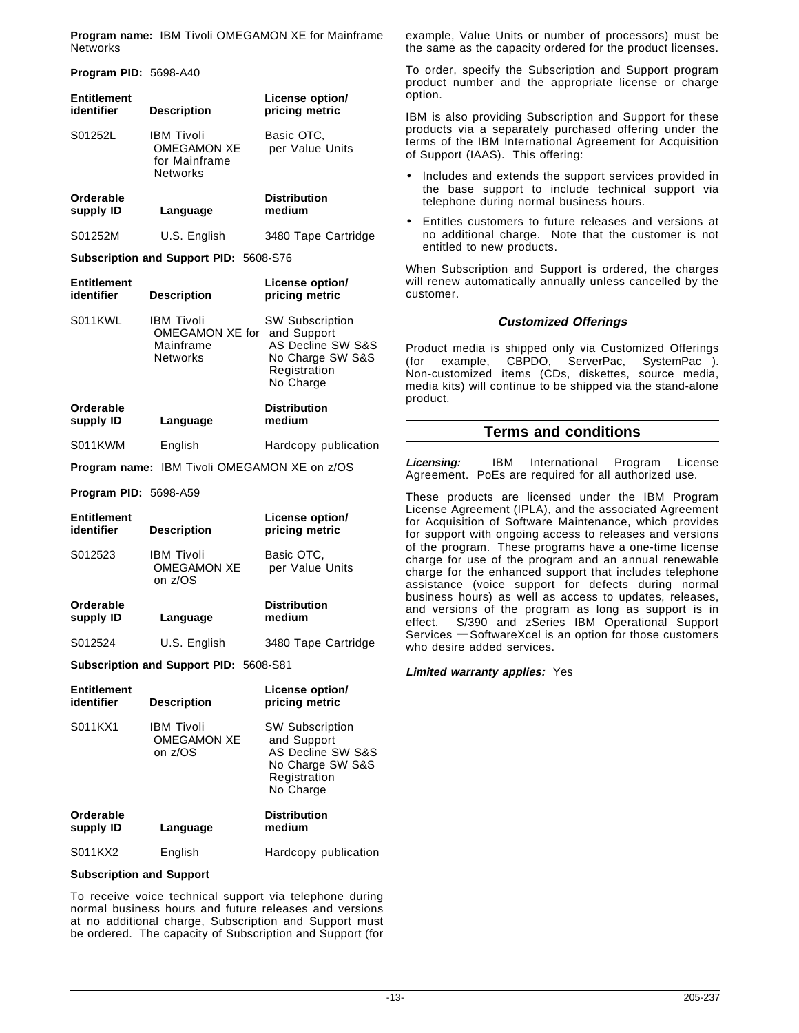**Program name:** IBM Tivoli OMEGAMON XE for Mainframe Networks

**Program PID:** 5698-A40

| Entitlement identifier | Description | License option/ pricing metric |
|---|---|---|
| S01252L | IBM Tivoli OMEGAMON XE for Mainframe Networks | Basic OTC, per Value Units |

| Orderable supply ID | Language | Distribution medium |
|---|---|---|
| S01252M | U.S. English | 3480 Tape Cartridge |

**Subscription and Support PID:** 5608-S76

| Entitlement identifier | Description | License option/ pricing metric |
|---|---|---|
| S011KWL | IBM Tivoli OMEGAMON XE for Mainframe Networks | SW Subscription and Support AS Decline SW S&S No Charge SW S&S Registration No Charge |

| Orderable supply ID | Language | Distribution medium |
|---|---|---|
| S011KWM | English | Hardcopy publication |

**Program name:** IBM Tivoli OMEGAMON XE on z/OS

**Program PID:** 5698-A59

| Entitlement identifier | Description | License option/ pricing metric |
|---|---|---|
| S012523 | IBM Tivoli OMEGAMON XE on z/OS | Basic OTC, per Value Units |

| Orderable supply ID | Language | Distribution medium |
|---|---|---|
| S012524 | U.S. English | 3480 Tape Cartridge |

**Subscription and Support PID:** 5608-S81

| Entitlement identifier | Description | License option/ pricing metric |
|---|---|---|
| S011KX1 | IBM Tivoli OMEGAMON XE on z/OS | SW Subscription and Support AS Decline SW S&S No Charge SW S&S Registration No Charge |

| Orderable supply ID | Language | Distribution medium |
|---|---|---|
| S011KX2 | English | Hardcopy publication |

**Subscription and Support**

To receive voice technical support via telephone during normal business hours and future releases and versions at no additional charge, Subscription and Support must be ordered. The capacity of Subscription and Support (for example, Value Units or number of processors) must be the same as the capacity ordered for the product licenses.

To order, specify the Subscription and Support program product number and the appropriate license or charge option.

IBM is also providing Subscription and Support for these products via a separately purchased offering under the terms of the IBM International Agreement for Acquisition of Support (IAAS). This offering:

- Includes and extends the support services provided in the base support to include technical support via telephone during normal business hours.
- Entitles customers to future releases and versions at no additional charge. Note that the customer is not entitled to new products.

When Subscription and Support is ordered, the charges will renew automatically annually unless cancelled by the customer.

### *Customized Offerings*

Product media is shipped only via Customized Offerings (for example, CBPDO, ServerPac, SystemPac ). Non-customized items (CDs, diskettes, source media, media kits) will continue to be shipped via the stand-alone product.

## Terms and conditions

***Licensing:*** IBM International Program License Agreement. PoEs are required for all authorized use.

These products are licensed under the IBM Program License Agreement (IPLA), and the associated Agreement for Acquisition of Software Maintenance, which provides for support with ongoing access to releases and versions of the program. These programs have a one-time license charge for use of the program and an annual renewable charge for the enhanced support that includes telephone assistance (voice support for defects during normal business hours) as well as access to updates, releases, and versions of the program as long as support is in effect. S/390 and zSeries IBM Operational Support Services — SoftwareXcel is an option for those customers who desire added services.

***Limited warranty applies:*** Yes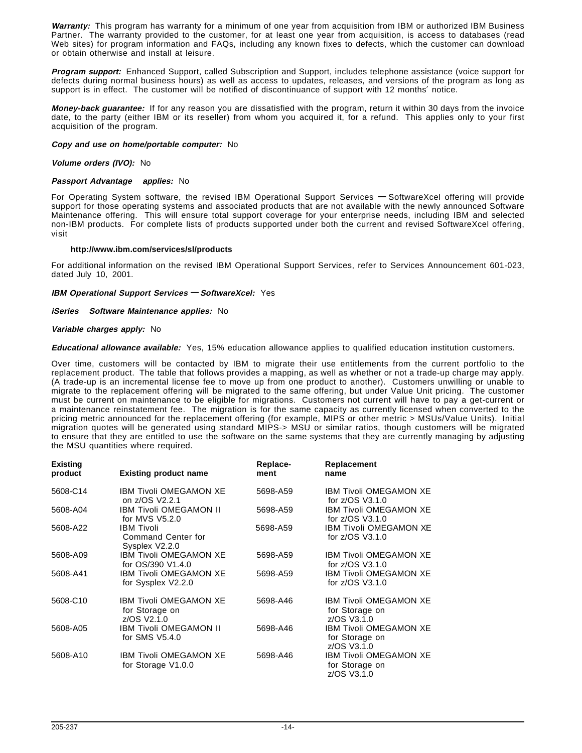***Warranty:*** This program has warranty for a minimum of one year from acquisition from IBM or authorized IBM Business Partner. The warranty provided to the customer, for at least one year from acquisition, is access to databases (read Web sites) for program information and FAQs, including any known fixes to defects, which the customer can download or obtain otherwise and install at leisure.

***Program support:*** Enhanced Support, called Subscription and Support, includes telephone assistance (voice support for defects during normal business hours) as well as access to updates, releases, and versions of the program as long as support is in effect. The customer will be notified of discontinuance of support with 12 months′ notice.

***Money-back guarantee:*** If for any reason you are dissatisfied with the program, return it within 30 days from the invoice date, to the party (either IBM or its reseller) from whom you acquired it, for a refund. This applies only to your first acquisition of the program.

***Copy and use on home/portable computer:*** No

***Volume orders (IVO):*** No

***Passport Advantage applies:*** No

For Operating System software, the revised IBM Operational Support Services — SoftwareXcel offering will provide support for those operating systems and associated products that are not available with the newly announced Software Maintenance offering. This will ensure total support coverage for your enterprise needs, including IBM and selected non-IBM products. For complete lists of products supported under both the current and revised SoftwareXcel offering, visit

**http://www.ibm.com/services/sl/products**

For additional information on the revised IBM Operational Support Services, refer to Services Announcement 601-023, dated July 10, 2001.

***IBM Operational Support Services — SoftwareXcel:*** Yes

***iSeries Software Maintenance applies:*** No

***Variable charges apply:*** No

***Educational allowance available:*** Yes, 15% education allowance applies to qualified education institution customers.

Over time, customers will be contacted by IBM to migrate their use entitlements from the current portfolio to the replacement product. The table that follows provides a mapping, as well as whether or not a trade-up charge may apply. (A trade-up is an incremental license fee to move up from one product to another). Customers unwilling or unable to migrate to the replacement offering will be migrated to the same offering, but under Value Unit pricing. The customer must be current on maintenance to be eligible for migrations. Customers not current will have to pay a get-current or a maintenance reinstatement fee. The migration is for the same capacity as currently licensed when converted to the pricing metric announced for the replacement offering (for example, MIPS or other metric > MSUs/Value Units). Initial migration quotes will be generated using standard MIPS-> MSU or similar ratios, though customers will be migrated to ensure that they are entitled to use the software on the same systems that they are currently managing by adjusting the MSU quantities where required.

| Existing product | Existing product name | Replace-ment | Replacement name |
|---|---|---|---|
| 5608-C14 | IBM Tivoli OMEGAMON XE on z/OS V2.2.1 | 5698-A59 | IBM Tivoli OMEGAMON XE for z/OS V3.1.0 |
| 5608-A04 | IBM Tivoli OMEGAMON II for MVS V5.2.0 | 5698-A59 | IBM Tivoli OMEGAMON XE for z/OS V3.1.0 |
| 5608-A22 | IBM Tivoli Command Center for Sysplex V2.2.0 | 5698-A59 | IBM Tivoli OMEGAMON XE for z/OS V3.1.0 |
| 5608-A09 | IBM Tivoli OMEGAMON XE for OS/390 V1.4.0 | 5698-A59 | IBM Tivoli OMEGAMON XE for z/OS V3.1.0 |
| 5608-A41 | IBM Tivoli OMEGAMON XE for Sysplex V2.2.0 | 5698-A59 | IBM Tivoli OMEGAMON XE for z/OS V3.1.0 |
| 5608-C10 | IBM Tivoli OMEGAMON XE for Storage on z/OS V2.1.0 | 5698-A46 | IBM Tivoli OMEGAMON XE for Storage on z/OS V3.1.0 |
| 5608-A05 | IBM Tivoli OMEGAMON II for SMS V5.4.0 | 5698-A46 | IBM Tivoli OMEGAMON XE for Storage on z/OS V3.1.0 |
| 5608-A10 | IBM Tivoli OMEGAMON XE for Storage V1.0.0 | 5698-A46 | IBM Tivoli OMEGAMON XE for Storage on z/OS V3.1.0 |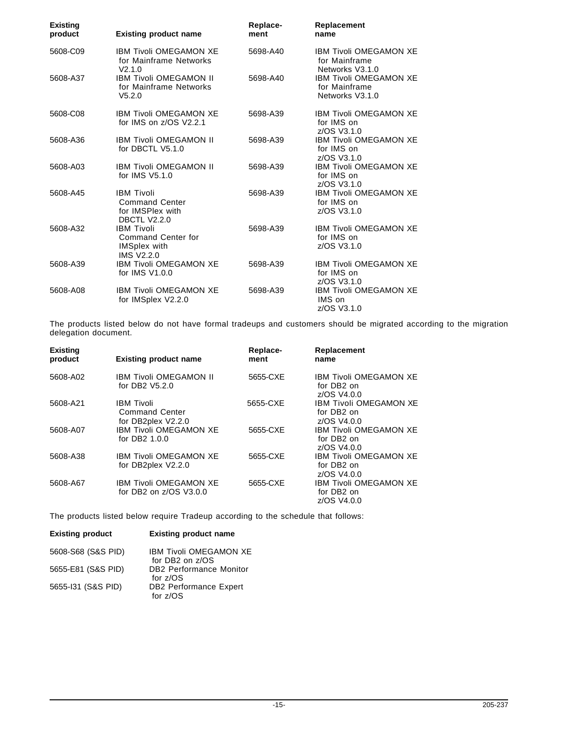| Existing product | Existing product name | Replace-ment | Replacement name |
|---|---|---|---|
| 5608-C09 | IBM Tivoli OMEGAMON XE for Mainframe Networks V2.1.0 | 5698-A40 | IBM Tivoli OMEGAMON XE for Mainframe Networks V3.1.0 |
| 5608-A37 | IBM Tivoli OMEGAMON II for Mainframe Networks V5.2.0 | 5698-A40 | IBM Tivoli OMEGAMON XE for Mainframe Networks V3.1.0 |
| 5608-C08 | IBM Tivoli OMEGAMON XE for IMS on z/OS V2.2.1 | 5698-A39 | IBM Tivoli OMEGAMON XE for IMS on z/OS V3.1.0 |
| 5608-A36 | IBM Tivoli OMEGAMON II for DBCTL V5.1.0 | 5698-A39 | IBM Tivoli OMEGAMON XE for IMS on z/OS V3.1.0 |
| 5608-A03 | IBM Tivoli OMEGAMON II for IMS V5.1.0 | 5698-A39 | IBM Tivoli OMEGAMON XE for IMS on z/OS V3.1.0 |
| 5608-A45 | IBM Tivoli Command Center for IMSPlex with DBCTL V2.2.0 | 5698-A39 | IBM Tivoli OMEGAMON XE for IMS on z/OS V3.1.0 |
| 5608-A32 | IBM Tivoli Command Center for IMSplex with IMS V2.2.0 | 5698-A39 | IBM Tivoli OMEGAMON XE for IMS on z/OS V3.1.0 |
| 5608-A39 | IBM Tivoli OMEGAMON XE for IMS V1.0.0 | 5698-A39 | IBM Tivoli OMEGAMON XE for IMS on z/OS V3.1.0 |
| 5608-A08 | IBM Tivoli OMEGAMON XE for IMSplex V2.2.0 | 5698-A39 | IBM Tivoli OMEGAMON XE IMS on z/OS V3.1.0 |

The products listed below do not have formal tradeups and customers should be migrated according to the migration delegation document.

| Existing product | Existing product name | Replace-ment | Replacement name |
|---|---|---|---|
| 5608-A02 | IBM Tivoli OMEGAMON II for DB2 V5.2.0 | 5655-CXE | IBM Tivoli OMEGAMON XE for DB2 on z/OS V4.0.0 |
| 5608-A21 | IBM Tivoli Command Center for DB2plex V2.2.0 | 5655-CXE | IBM Tivoli OMEGAMON XE for DB2 on z/OS V4.0.0 |
| 5608-A07 | IBM Tivoli OMEGAMON XE for DB2 1.0.0 | 5655-CXE | IBM Tivoli OMEGAMON XE for DB2 on z/OS V4.0.0 |
| 5608-A38 | IBM Tivoli OMEGAMON XE for DB2plex V2.2.0 | 5655-CXE | IBM Tivoli OMEGAMON XE for DB2 on z/OS V4.0.0 |
| 5608-A67 | IBM Tivoli OMEGAMON XE for DB2 on z/OS V3.0.0 | 5655-CXE | IBM Tivoli OMEGAMON XE for DB2 on z/OS V4.0.0 |

The products listed below require Tradeup according to the schedule that follows:

| Existing product | Existing product name |
|---|---|
| 5608-S68 (S&S PID) | IBM Tivoli OMEGAMON XE for DB2 on z/OS |
| 5655-E81 (S&S PID) | DB2 Performance Monitor for z/OS |
| 5655-I31 (S&S PID) | DB2 Performance Expert for z/OS |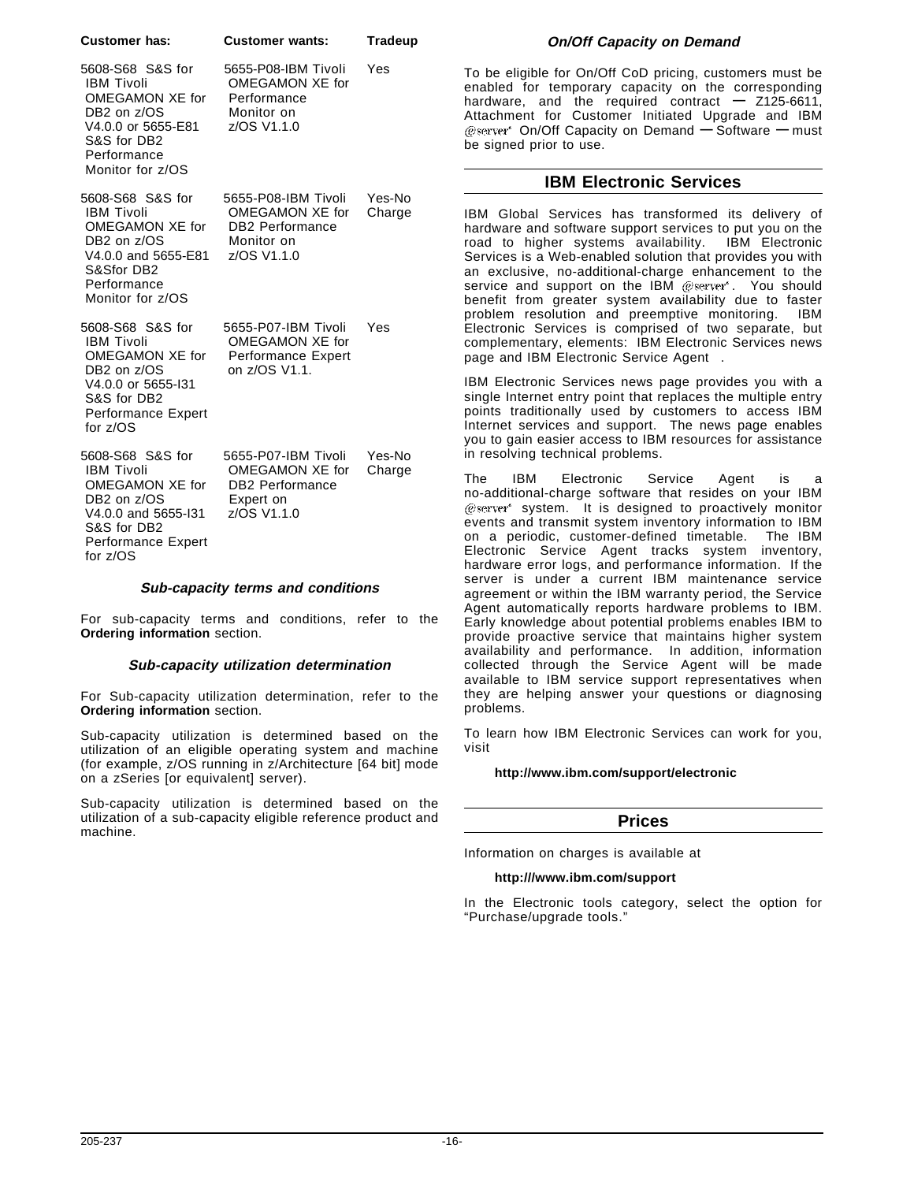| Customer has: | Customer wants: | Tradeup |
|---|---|---|
| 5608-S68 S&S for IBM Tivoli OMEGAMON XE for DB2 on z/OS V4.0.0 or 5655-E81 S&S for DB2 Performance Monitor for z/OS | 5655-P08-IBM Tivoli OMEGAMON XE for Performance Monitor on z/OS V1.1.0 | Yes |
| 5608-S68 S&S for IBM Tivoli OMEGAMON XE for DB2 on z/OS V4.0.0 and 5655-E81 S&Sfor DB2 Performance Monitor for z/OS | 5655-P08-IBM Tivoli OMEGAMON XE for DB2 Performance Monitor on z/OS V1.1.0 | Yes-No Charge |
| 5608-S68 S&S for IBM Tivoli OMEGAMON XE for DB2 on z/OS V4.0.0 or 5655-I31 S&S for DB2 Performance Expert for z/OS | 5655-P07-IBM Tivoli OMEGAMON XE for Performance Expert on z/OS V1.1. | Yes |
| 5608-S68 S&S for IBM Tivoli OMEGAMON XE for DB2 on z/OS V4.0.0 and 5655-I31 S&S for DB2 Performance Expert for z/OS | 5655-P07-IBM Tivoli OMEGAMON XE for DB2 Performance Expert on z/OS V1.1.0 | Yes-No Charge |

### *Sub-capacity terms and conditions*

For sub-capacity terms and conditions, refer to the **Ordering information** section.

### *Sub-capacity utilization determination*

For Sub-capacity utilization determination, refer to the **Ordering information** section.

Sub-capacity utilization is determined based on the utilization of an eligible operating system and machine (for example, z/OS running in z/Architecture [64 bit] mode on a zSeries [or equivalent] server).

Sub-capacity utilization is determined based on the utilization of a sub-capacity eligible reference product and machine.

### *On/Off Capacity on Demand*

To be eligible for On/Off CoD pricing, customers must be enabled for temporary capacity on the corresponding hardware, and the required contract — Z125-6611, Attachment for Customer Initiated Upgrade and IBM @server On/Off Capacity on Demand — Software — must be signed prior to use.

## IBM Electronic Services

IBM Global Services has transformed its delivery of hardware and software support services to put you on the road to higher systems availability. IBM Electronic Services is a Web-enabled solution that provides you with an exclusive, no-additional-charge enhancement to the service and support on the IBM @server. You should benefit from greater system availability due to faster problem resolution and preemptive monitoring. IBM Electronic Services is comprised of two separate, but complementary, elements: IBM Electronic Services news page and IBM Electronic Service Agent.

IBM Electronic Services news page provides you with a single Internet entry point that replaces the multiple entry points traditionally used by customers to access IBM Internet services and support. The news page enables you to gain easier access to IBM resources for assistance in resolving technical problems.

The IBM Electronic Service Agent is a no-additional-charge software that resides on your IBM @server system. It is designed to proactively monitor events and transmit system inventory information to IBM on a periodic, customer-defined timetable. The IBM Electronic Service Agent tracks system inventory, hardware error logs, and performance information. If the server is under a current IBM maintenance service agreement or within the IBM warranty period, the Service Agent automatically reports hardware problems to IBM. Early knowledge about potential problems enables IBM to provide proactive service that maintains higher system availability and performance. In addition, information collected through the Service Agent will be made available to IBM service support representatives when they are helping answer your questions or diagnosing problems.

To learn how IBM Electronic Services can work for you, visit

**http://www.ibm.com/support/electronic**

## Prices

Information on charges is available at

**http:///www.ibm.com/support**

In the Electronic tools category, select the option for "Purchase/upgrade tools."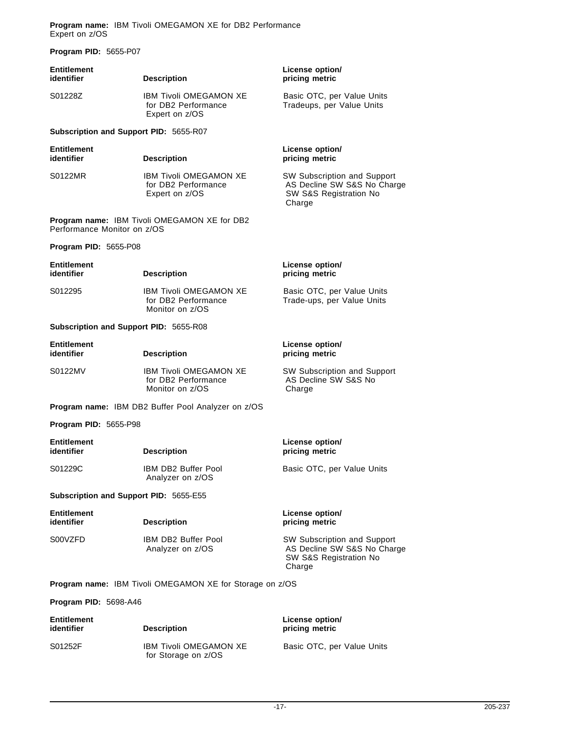**Program name:** IBM Tivoli OMEGAMON XE for DB2 Performance Expert on z/OS

**Program PID:** 5655-P07

| Entitlement identifier | Description | License option/ pricing metric |
|---|---|---|
| S01228Z | IBM Tivoli OMEGAMON XE for DB2 Performance Expert on z/OS | Basic OTC, per Value Units<br>Tradeups, per Value Units |

**Subscription and Support PID:** 5655-R07

| Entitlement identifier | Description | License option/ pricing metric |
|---|---|---|
| S0122MR | IBM Tivoli OMEGAMON XE for DB2 Performance Expert on z/OS | SW Subscription and Support<br>AS Decline SW S&S No Charge<br>SW S&S Registration No Charge |

**Program name:** IBM Tivoli OMEGAMON XE for DB2 Performance Monitor on z/OS

**Program PID:** 5655-P08

| Entitlement identifier | Description | License option/ pricing metric |
|---|---|---|
| S012295 | IBM Tivoli OMEGAMON XE for DB2 Performance Monitor on z/OS | Basic OTC, per Value Units<br>Trade-ups, per Value Units |

**Subscription and Support PID:** 5655-R08

| Entitlement identifier | Description | License option/ pricing metric |
|---|---|---|
| S0122MV | IBM Tivoli OMEGAMON XE for DB2 Performance Monitor on z/OS | SW Subscription and Support<br>AS Decline SW S&S No Charge |

**Program name:** IBM DB2 Buffer Pool Analyzer on z/OS

**Program PID:** 5655-P98

| Entitlement identifier | Description | License option/ pricing metric |
|---|---|---|
| S01229C | IBM DB2 Buffer Pool Analyzer on z/OS | Basic OTC, per Value Units |

**Subscription and Support PID:** 5655-E55

| Entitlement identifier | Description | License option/ pricing metric |
|---|---|---|
| S00VZFD | IBM DB2 Buffer Pool Analyzer on z/OS | SW Subscription and Support<br>AS Decline SW S&S No Charge<br>SW S&S Registration No Charge |

**Program name:** IBM Tivoli OMEGAMON XE for Storage on z/OS

**Program PID:** 5698-A46

| Entitlement identifier | Description | License option/ pricing metric |
|---|---|---|
| S01252F | IBM Tivoli OMEGAMON XE for Storage on z/OS | Basic OTC, per Value Units |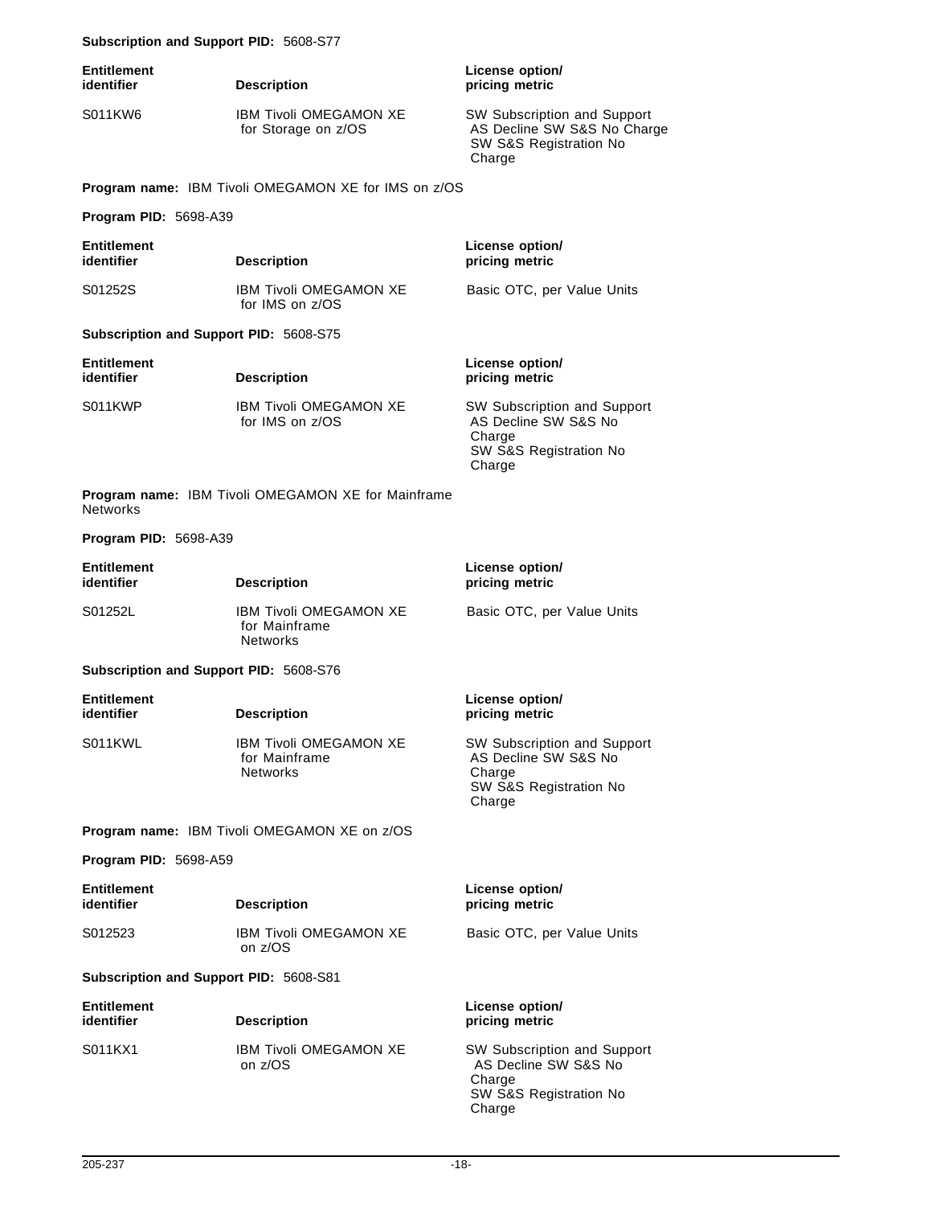**Subscription and Support PID:** 5608-S77

| Entitlement identifier | Description | License option/ pricing metric |
|---|---|---|
| S011KW6 | IBM Tivoli OMEGAMON XE for Storage on z/OS | SW Subscription and Support AS Decline SW S&S No Charge SW S&S Registration No Charge |

**Program name:** IBM Tivoli OMEGAMON XE for IMS on z/OS

**Program PID:** 5698-A39

| Entitlement identifier | Description | License option/ pricing metric |
|---|---|---|
| S01252S | IBM Tivoli OMEGAMON XE for IMS on z/OS | Basic OTC, per Value Units |

**Subscription and Support PID:** 5608-S75

| Entitlement identifier | Description | License option/ pricing metric |
|---|---|---|
| S011KWP | IBM Tivoli OMEGAMON XE for IMS on z/OS | SW Subscription and Support AS Decline SW S&S No Charge SW S&S Registration No Charge |

**Program name:** IBM Tivoli OMEGAMON XE for Mainframe Networks

**Program PID:** 5698-A39

| Entitlement identifier | Description | License option/ pricing metric |
|---|---|---|
| S01252L | IBM Tivoli OMEGAMON XE for Mainframe Networks | Basic OTC, per Value Units |

**Subscription and Support PID:** 5608-S76

| Entitlement identifier | Description | License option/ pricing metric |
|---|---|---|
| S011KWL | IBM Tivoli OMEGAMON XE for Mainframe Networks | SW Subscription and Support AS Decline SW S&S No Charge SW S&S Registration No Charge |

**Program name:** IBM Tivoli OMEGAMON XE on z/OS

**Program PID:** 5698-A59

| Entitlement identifier | Description | License option/ pricing metric |
|---|---|---|
| S012523 | IBM Tivoli OMEGAMON XE on z/OS | Basic OTC, per Value Units |

**Subscription and Support PID:** 5608-S81

| Entitlement identifier | Description | License option/ pricing metric |
|---|---|---|
| S011KX1 | IBM Tivoli OMEGAMON XE on z/OS | SW Subscription and Support AS Decline SW S&S No Charge SW S&S Registration No Charge |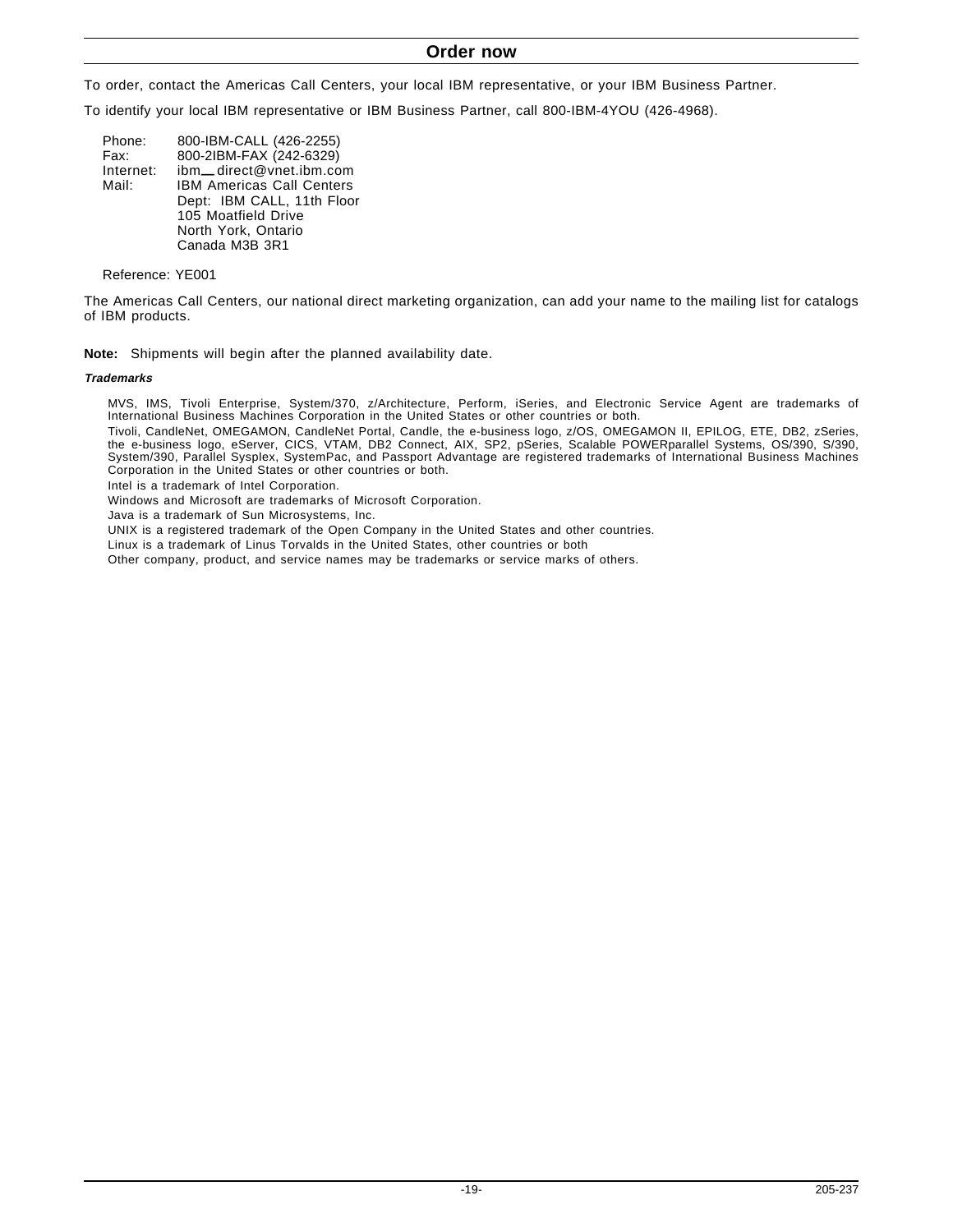## Order now

To order, contact the Americas Call Centers, your local IBM representative, or your IBM Business Partner.

To identify your local IBM representative or IBM Business Partner, call 800-IBM-4YOU (426-4968).

| | |
|---|---|
| Phone: | 800-IBM-CALL (426-2255) |
| Fax: | 800-2IBM-FAX (242-6329) |
| Internet: | ibm_direct@vnet.ibm.com |
| Mail: | IBM Americas Call Centers<br>Dept: IBM CALL, 11th Floor<br>105 Moatfield Drive<br>North York, Ontario<br>Canada M3B 3R1 |

Reference: YE001

The Americas Call Centers, our national direct marketing organization, can add your name to the mailing list for catalogs of IBM products.

**Note:** Shipments will begin after the planned availability date.

***Trademarks***

MVS, IMS, Tivoli Enterprise, System/370, z/Architecture, Perform, iSeries, and Electronic Service Agent are trademarks of International Business Machines Corporation in the United States or other countries or both.

Tivoli, CandleNet, OMEGAMON, CandleNet Portal, Candle, the e-business logo, z/OS, OMEGAMON II, EPILOG, ETE, DB2, zSeries, the e-business logo, eServer, CICS, VTAM, DB2 Connect, AIX, SP2, pSeries, Scalable POWERparallel Systems, OS/390, S/390, System/390, Parallel Sysplex, SystemPac, and Passport Advantage are registered trademarks of International Business Machines Corporation in the United States or other countries or both.

Intel is a trademark of Intel Corporation.

Windows and Microsoft are trademarks of Microsoft Corporation.

Java is a trademark of Sun Microsystems, Inc.

UNIX is a registered trademark of the Open Company in the United States and other countries.

Linux is a trademark of Linus Torvalds in the United States, other countries or both

Other company, product, and service names may be trademarks or service marks of others.